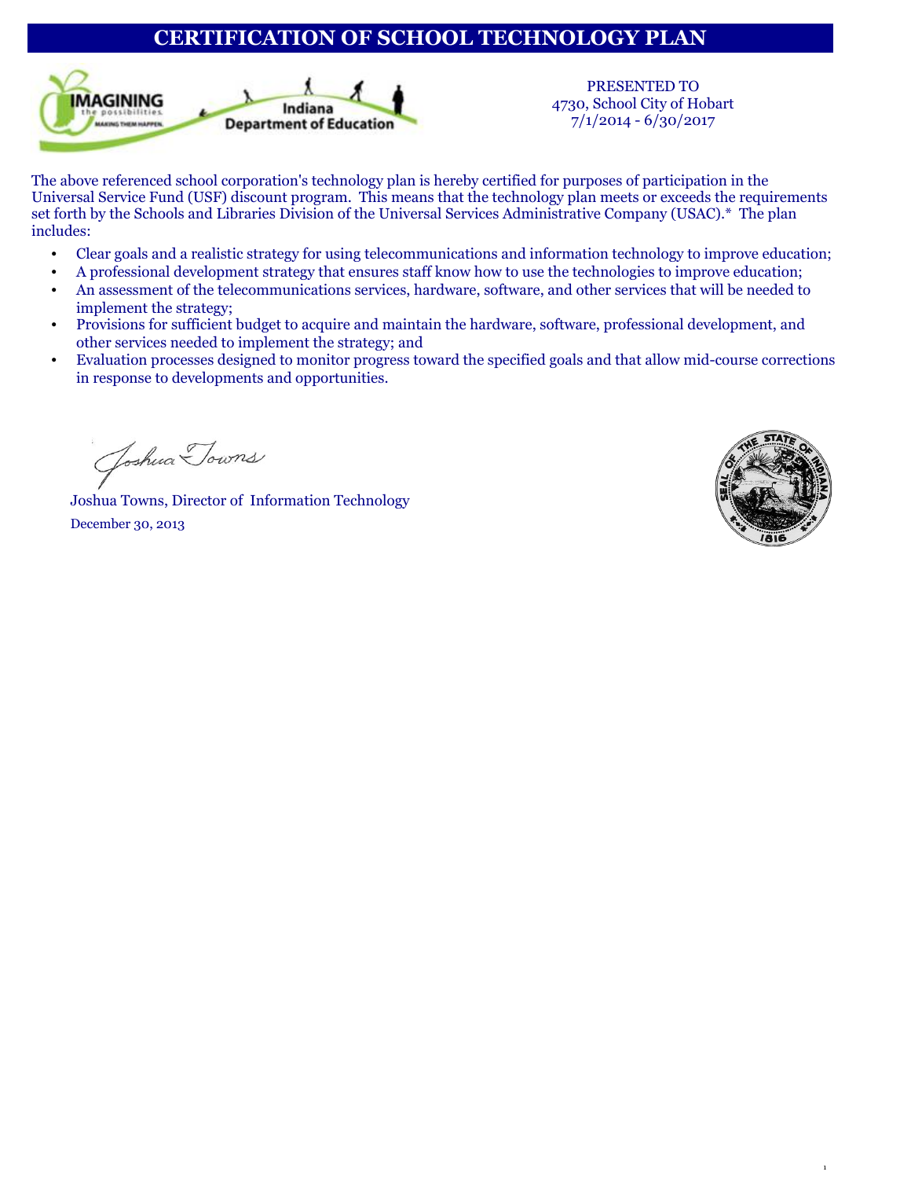# CERTIFICATION OF SCHOOL TECHNOLOGY PLAN

PRESENTED TO
4730, School City of Hobart
7/1/2014 - 6/30/2017

The above referenced school corporation's technology plan is hereby certified for purposes of participation in the Universal Service Fund (USF) discount program. This means that the technology plan meets or exceeds the requirements set forth by the Schools and Libraries Division of the Universal Services Administrative Company (USAC).* The plan includes:

- Clear goals and a realistic strategy for using telecommunications and information technology to improve education;
- A professional development strategy that ensures staff know how to use the technologies to improve education;
- An assessment of the telecommunications services, hardware, software, and other services that will be needed to implement the strategy;
- Provisions for sufficient budget to acquire and maintain the hardware, software, professional development, and other services needed to implement the strategy; and
- Evaluation processes designed to monitor progress toward the specified goals and that allow mid-course corrections in response to developments and opportunities.

Joshua Towns

Joshua Towns, Director of Information Technology

December 30, 2013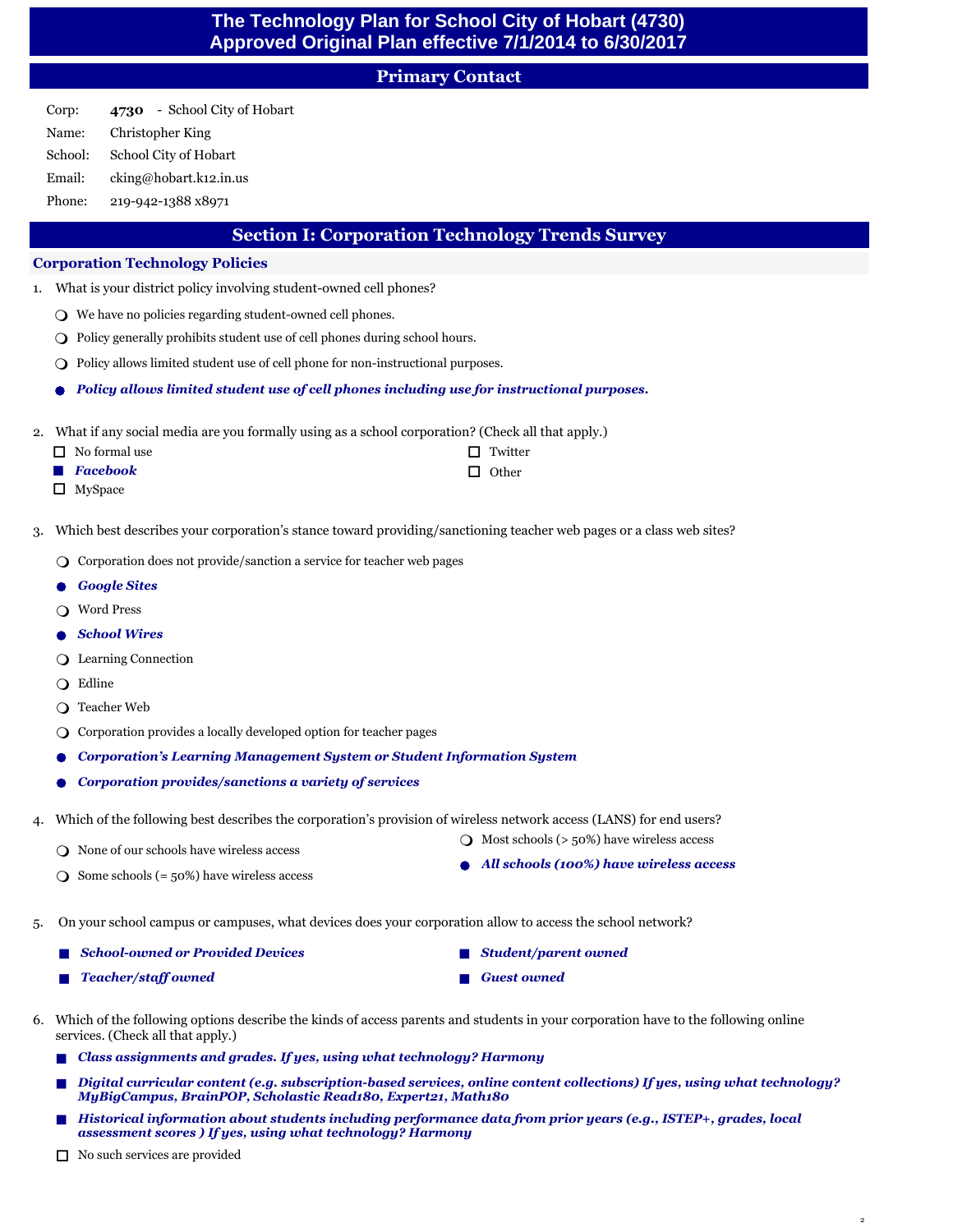# The Technology Plan for School City of Hobart (4730)
# Approved Original Plan effective 7/1/2014 to 6/30/2017

## Primary Contact

Corp: **4730** - School City of Hobart

Name: Christopher King

School: School City of Hobart

Email: cking@hobart.k12.in.us

Phone: 219-942-1388 x8971

## Section I: Corporation Technology Trends Survey

### Corporation Technology Policies

1. What is your district policy involving student-owned cell phones?

   - ○ We have no policies regarding student-owned cell phones.
   - ○ Policy generally prohibits student use of cell phones during school hours.
   - ○ Policy allows limited student use of cell phone for non-instructional purposes.
   - ● ***Policy allows limited student use of cell phones including use for instructional purposes.***

2. What if any social media are you formally using as a school corporation? (Check all that apply.)

   - ☐ No formal use
   - ■ ***Facebook***
   - ☐ MySpace
   - ☐ Twitter
   - ☐ Other

3. Which best describes your corporation's stance toward providing/sanctioning teacher web pages or a class web sites?

   - ○ Corporation does not provide/sanction a service for teacher web pages
   - ● ***Google Sites***
   - ○ Word Press
   - ● ***School Wires***
   - ○ Learning Connection
   - ○ Edline
   - ○ Teacher Web
   - ○ Corporation provides a locally developed option for teacher pages
   - ● ***Corporation's Learning Management System or Student Information System***
   - ● ***Corporation provides/sanctions a variety of services***

4. Which of the following best describes the corporation's provision of wireless network access (LANS) for end users?

   - ○ None of our schools have wireless access
   - ○ Some schools (= 50%) have wireless access
   - ○ Most schools (> 50%) have wireless access
   - ● ***All schools (100%) have wireless access***

5. On your school campus or campuses, what devices does your corporation allow to access the school network?

   - ■ ***School-owned or Provided Devices***
   - ■ ***Teacher/staff owned***
   - ■ ***Student/parent owned***
   - ■ ***Guest owned***

6. Which of the following options describe the kinds of access parents and students in your corporation have to the following online services. (Check all that apply.)

   - ■ ***Class assignments and grades. If yes, using what technology? Harmony***
   - ■ ***Digital curricular content (e.g. subscription-based services, online content collections) If yes, using what technology? MyBigCampus, BrainPOP, Scholastic Read180, Expert21, Math180***
   - ■ ***Historical information about students including performance data from prior years (e.g., ISTEP+, grades, local assessment scores ) If yes, using what technology? Harmony***
   - ☐ No such services are provided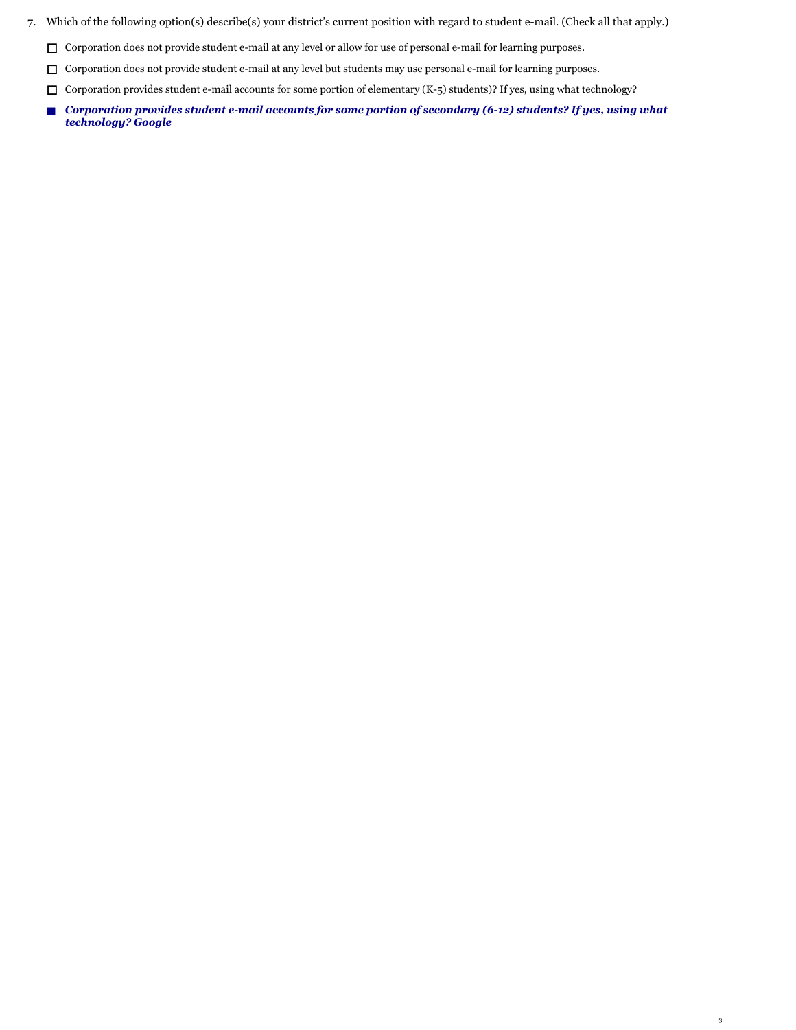7. Which of the following option(s) describe(s) your district's current position with regard to student e-mail. (Check all that apply.)

   - ☐ Corporation does not provide student e-mail at any level or allow for use of personal e-mail for learning purposes.
   - ☐ Corporation does not provide student e-mail at any level but students may use personal e-mail for learning purposes.
   - ☐ Corporation provides student e-mail accounts for some portion of elementary (K-5) students)? If yes, using what technology?
   - ■ ***Corporation provides student e-mail accounts for some portion of secondary (6-12) students? If yes, using what technology? Google***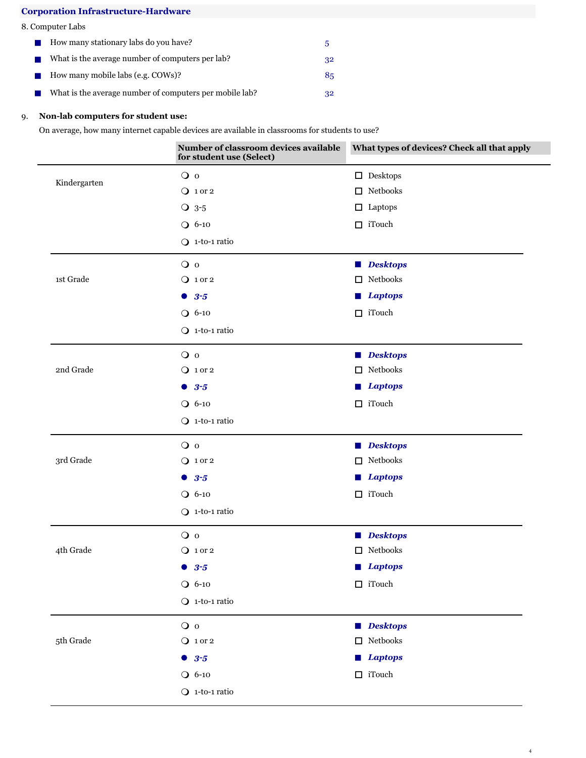## Corporation Infrastructure-Hardware

8. Computer Labs

- How many stationary labs do you have? 5
- What is the average number of computers per lab? 32
- How many mobile labs (e.g. COWs)? 85
- What is the average number of computers per mobile lab? 32

9. **Non-lab computers for student use:**

On average, how many internet capable devices are available in classrooms for students to use?

| | Number of classroom devices available for student use (Select) | What types of devices? Check all that apply |
|---|---|---|
| Kindergarten | ○ 0<br>○ 1 or 2<br>○ 3-5<br>○ 6-10<br>○ 1-to-1 ratio | ☐ Desktops<br>☐ Netbooks<br>☐ Laptops<br>☐ iTouch |
| 1st Grade | ○ 0<br>○ 1 or 2<br>● ***3-5***<br>○ 6-10<br>○ 1-to-1 ratio | ■ ***Desktops***<br>☐ Netbooks<br>■ ***Laptops***<br>☐ iTouch |
| 2nd Grade | ○ 0<br>○ 1 or 2<br>● ***3-5***<br>○ 6-10<br>○ 1-to-1 ratio | ■ ***Desktops***<br>☐ Netbooks<br>■ ***Laptops***<br>☐ iTouch |
| 3rd Grade | ○ 0<br>○ 1 or 2<br>● ***3-5***<br>○ 6-10<br>○ 1-to-1 ratio | ■ ***Desktops***<br>☐ Netbooks<br>■ ***Laptops***<br>☐ iTouch |
| 4th Grade | ○ 0<br>○ 1 or 2<br>● ***3-5***<br>○ 6-10<br>○ 1-to-1 ratio | ■ ***Desktops***<br>☐ Netbooks<br>■ ***Laptops***<br>☐ iTouch |
| 5th Grade | ○ 0<br>○ 1 or 2<br>● ***3-5***<br>○ 6-10<br>○ 1-to-1 ratio | ■ ***Desktops***<br>☐ Netbooks<br>■ ***Laptops***<br>☐ iTouch |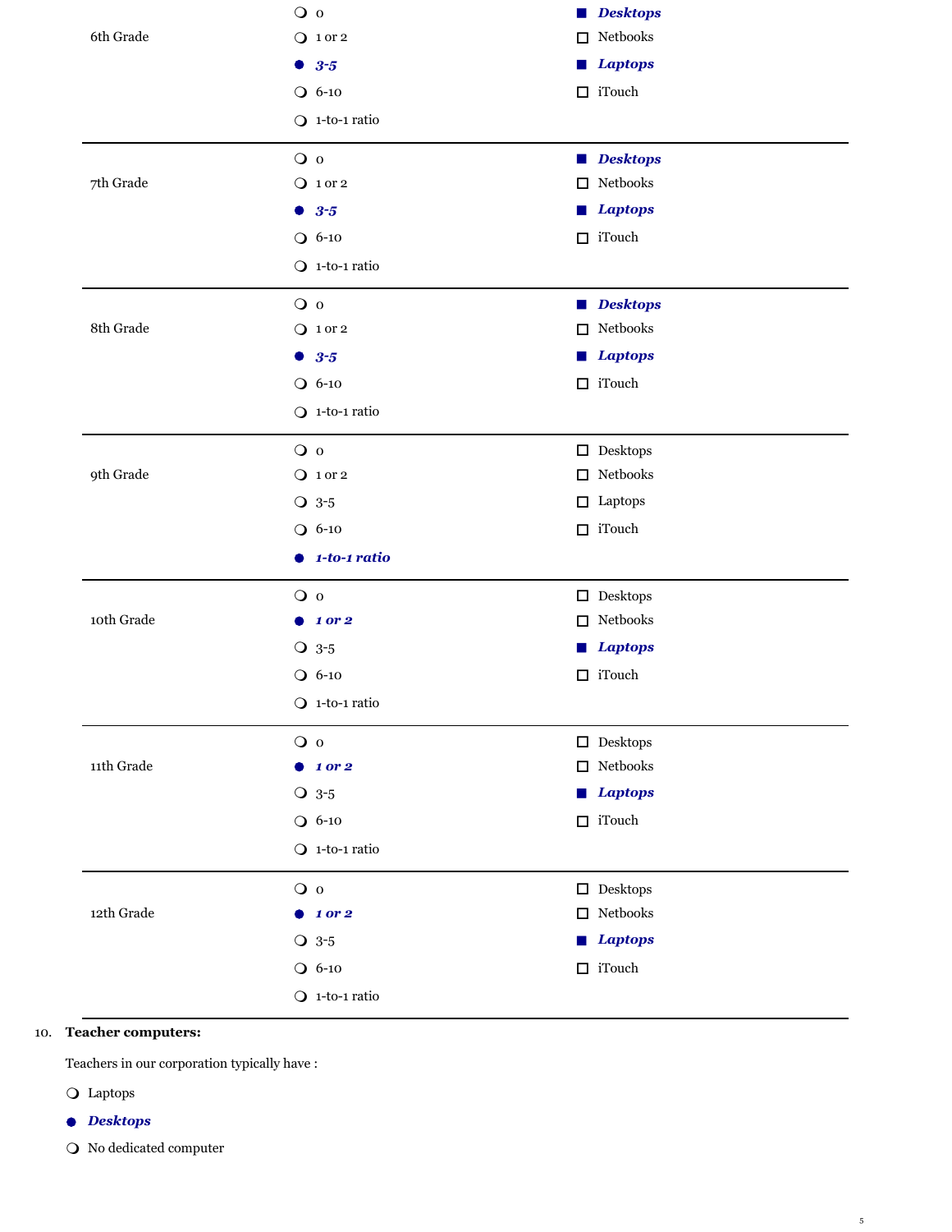| | | |
|---|---|---|
| 6th Grade | ❍ 0<br>❍ 1 or 2<br>● ***3-5***<br>❍ 6-10<br>❍ 1-to-1 ratio | ■ ***Desktops***<br>☐ Netbooks<br>■ ***Laptops***<br>☐ iTouch |
| 7th Grade | ❍ 0<br>❍ 1 or 2<br>● ***3-5***<br>❍ 6-10<br>❍ 1-to-1 ratio | ■ ***Desktops***<br>☐ Netbooks<br>■ ***Laptops***<br>☐ iTouch |
| 8th Grade | ❍ 0<br>❍ 1 or 2<br>● ***3-5***<br>❍ 6-10<br>❍ 1-to-1 ratio | ■ ***Desktops***<br>☐ Netbooks<br>■ ***Laptops***<br>☐ iTouch |
| 9th Grade | ❍ 0<br>❍ 1 or 2<br>❍ 3-5<br>❍ 6-10<br>● ***1-to-1 ratio*** | ☐ Desktops<br>☐ Netbooks<br>☐ Laptops<br>☐ iTouch |
| 10th Grade | ❍ 0<br>● ***1 or 2***<br>❍ 3-5<br>❍ 6-10<br>❍ 1-to-1 ratio | ☐ Desktops<br>☐ Netbooks<br>■ ***Laptops***<br>☐ iTouch |
| 11th Grade | ❍ 0<br>● ***1 or 2***<br>❍ 3-5<br>❍ 6-10<br>❍ 1-to-1 ratio | ☐ Desktops<br>☐ Netbooks<br>■ ***Laptops***<br>☐ iTouch |
| 12th Grade | ❍ 0<br>● ***1 or 2***<br>❍ 3-5<br>❍ 6-10<br>❍ 1-to-1 ratio | ☐ Desktops<br>☐ Netbooks<br>■ ***Laptops***<br>☐ iTouch |

10. **Teacher computers:**

Teachers in our corporation typically have :

❍ Laptops

● ***Desktops***

❍ No dedicated computer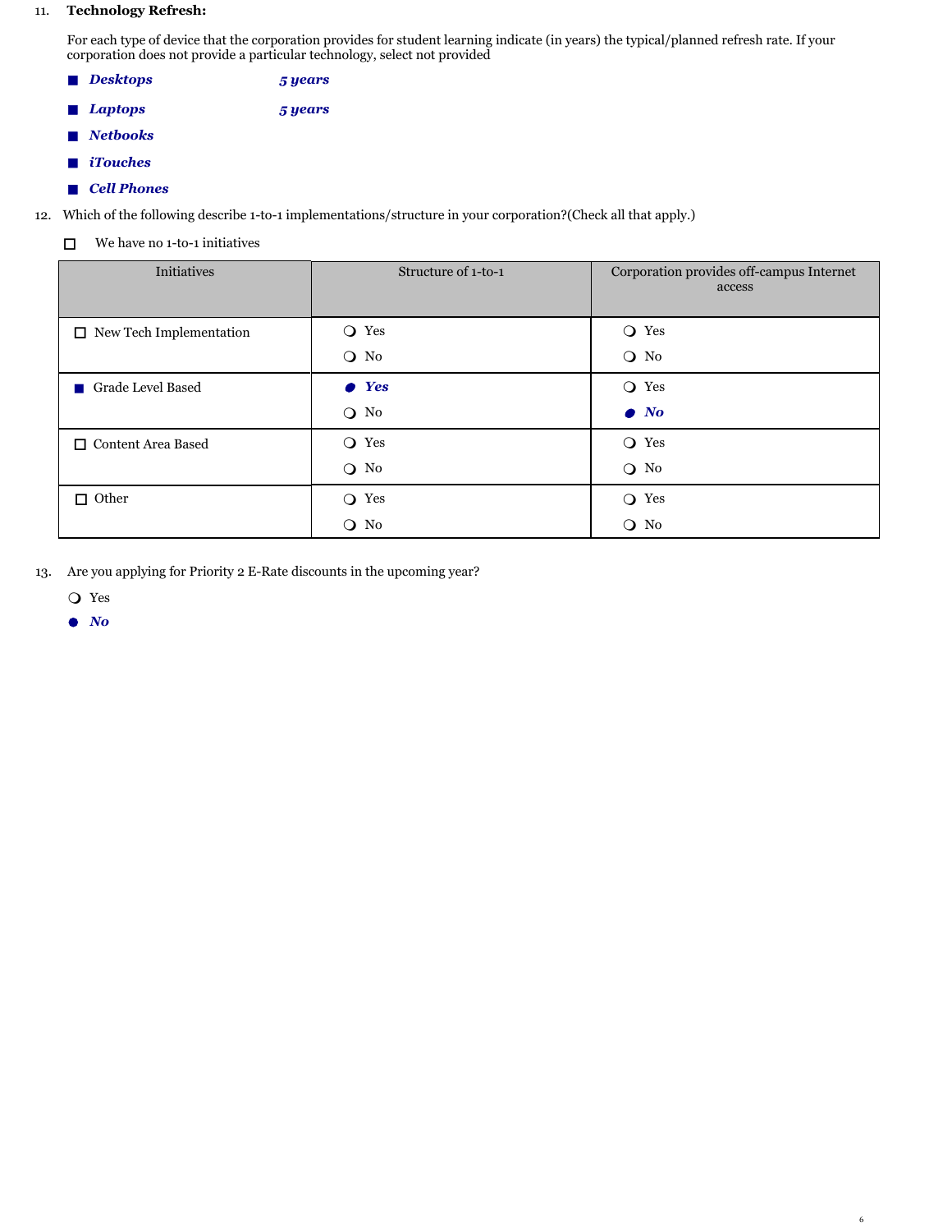11. **Technology Refresh:**

For each type of device that the corporation provides for student learning indicate (in years) the typical/planned refresh rate. If your corporation does not provide a particular technology, select not provided

- ■ ***Desktops*** ***5 years***
- ■ ***Laptops*** ***5 years***
- ■ ***Netbooks***
- ■ ***iTouches***
- ■ ***Cell Phones***

12. Which of the following describe 1-to-1 implementations/structure in your corporation?(Check all that apply.)

☐ We have no 1-to-1 initiatives

| Initiatives | Structure of 1-to-1 | Corporation provides off-campus Internet access |
|---|---|---|
| ☐ New Tech Implementation | ❍ Yes<br>❍ No | ❍ Yes<br>❍ No |
| ■ Grade Level Based | ● ***Yes***<br>❍ No | ❍ Yes<br>● ***No*** |
| ☐ Content Area Based | ❍ Yes<br>❍ No | ❍ Yes<br>❍ No |
| ☐ Other | ❍ Yes<br>❍ No | ❍ Yes<br>❍ No |

13. Are you applying for Priority 2 E-Rate discounts in the upcoming year?

❍ Yes

● ***No***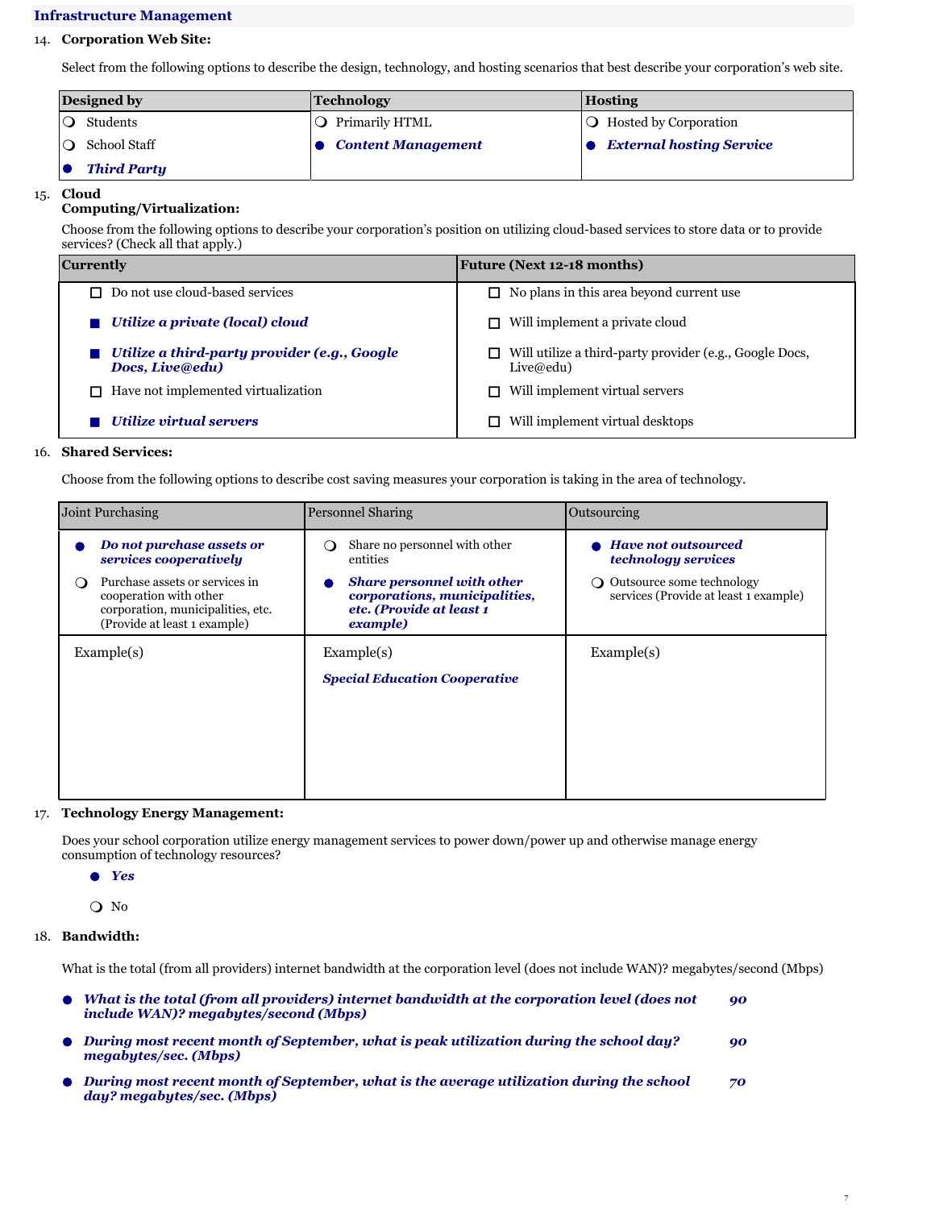## Infrastructure Management

14. **Corporation Web Site:**

Select from the following options to describe the design, technology, and hosting scenarios that best describe your corporation's web site.

| Designed by | Technology | Hosting |
|---|---|---|
| ❍ Students | ❍ Primarily HTML | ❍ Hosted by Corporation |
| ❍ School Staff | ● ***Content Management*** | ● ***External hosting Service*** |
| ● ***Third Party*** | | |

15. **Cloud Computing/Virtualization:**

Choose from the following options to describe your corporation's position on utilizing cloud-based services to store data or to provide services? (Check all that apply.)

| Currently | Future (Next 12-18 months) |
|---|---|
| ☐ Do not use cloud-based services | ☐ No plans in this area beyond current use |
| ■ ***Utilize a private (local) cloud*** | ☐ Will implement a private cloud |
| ■ ***Utilize a third-party provider (e.g., Google Docs, Live@edu)*** | ☐ Will utilize a third-party provider (e.g., Google Docs, Live@edu) |
| ☐ Have not implemented virtualization | ☐ Will implement virtual servers |
| ■ ***Utilize virtual servers*** | ☐ Will implement virtual desktops |

16. **Shared Services:**

Choose from the following options to describe cost saving measures your corporation is taking in the area of technology.

| Joint Purchasing | Personnel Sharing | Outsourcing |
|---|---|---|
| ● ***Do not purchase assets or services cooperatively*** | ❍ Share no personnel with other entities | ● ***Have not outsourced technology services*** |
| ❍ Purchase assets or services in cooperation with other corporation, municipalities, etc. (Provide at least 1 example) | ● ***Share personnel with other corporations, municipalities, etc. (Provide at least 1 example)*** | ❍ Outsource some technology services (Provide at least 1 example) |
| Example(s) | Example(s)<br>***Special Education Cooperative*** | Example(s) |

17. **Technology Energy Management:**

Does your school corporation utilize energy management services to power down/power up and otherwise manage energy consumption of technology resources?

● ***Yes***

❍ No

18. **Bandwidth:**

What is the total (from all providers) internet bandwidth at the corporation level (does not include WAN)? megabytes/second (Mbps)

- ***What is the total (from all providers) internet bandwidth at the corporation level (does not include WAN)? megabytes/second (Mbps)*** ***90***
- ***During most recent month of September, what is peak utilization during the school day? megabytes/sec. (Mbps)*** ***90***
- ***During most recent month of September, what is the average utilization during the school day? megabytes/sec. (Mbps)*** ***70***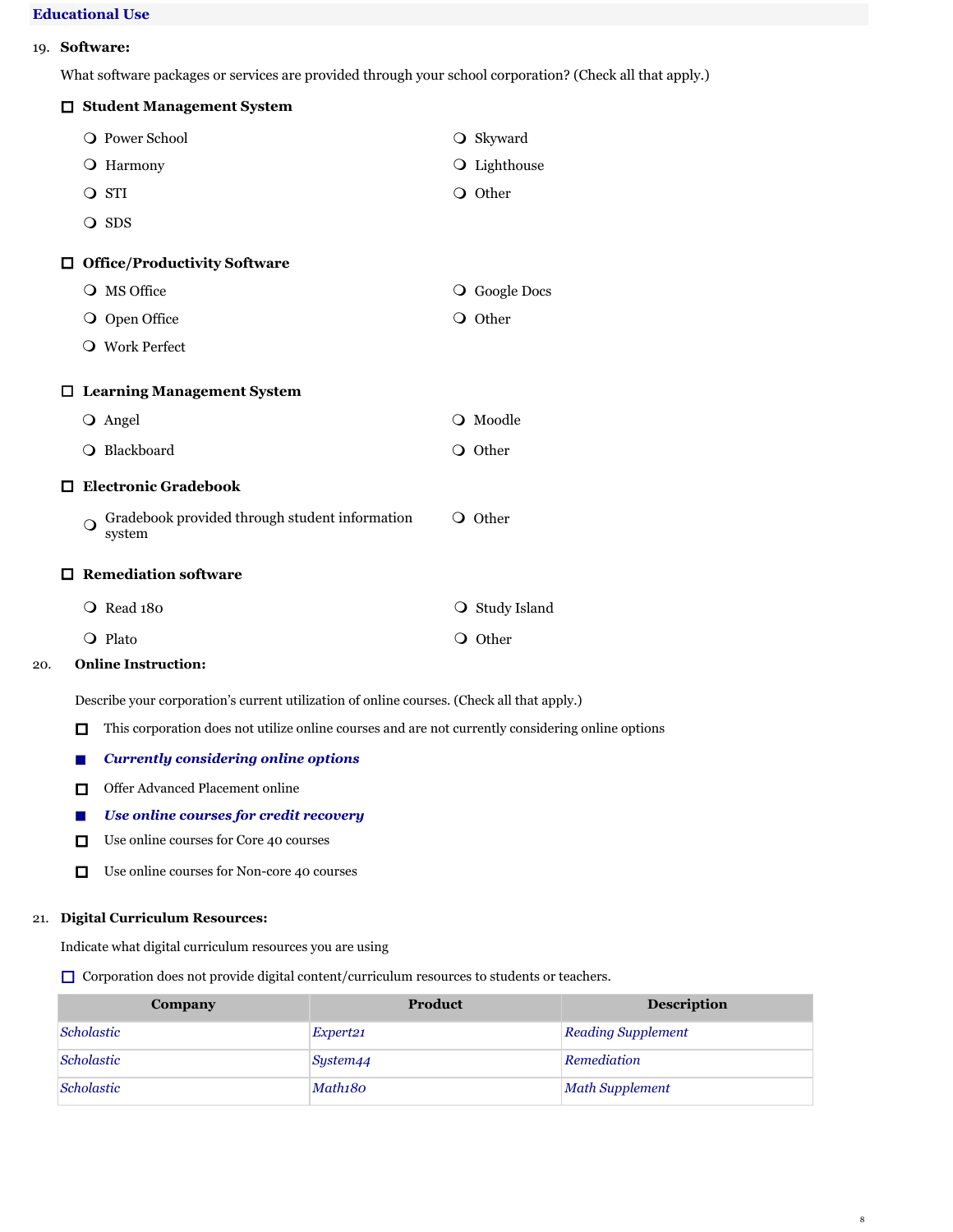## Educational Use

19. **Software:**

What software packages or services are provided through your school corporation? (Check all that apply.)

☐ **Student Management System**

- ○ Power School
- ○ Harmony
- ○ STI
- ○ SDS
- ○ Skyward
- ○ Lighthouse
- ○ Other

☐ **Office/Productivity Software**

- ○ MS Office
- ○ Open Office
- ○ Work Perfect
- ○ Google Docs
- ○ Other

☐ **Learning Management System**

- ○ Angel
- ○ Blackboard
- ○ Moodle
- ○ Other

☐ **Electronic Gradebook**

- ○ Gradebook provided through student information system
- ○ Other

☐ **Remediation software**

- ○ Read 180
- ○ Plato
- ○ Study Island
- ○ Other

20. **Online Instruction:**

Describe your corporation's current utilization of online courses. (Check all that apply.)

- ☐ This corporation does not utilize online courses and are not currently considering online options
- ■ ***Currently considering online options***
- ☐ Offer Advanced Placement online
- ■ ***Use online courses for credit recovery***
- ☐ Use online courses for Core 40 courses
- ☐ Use online courses for Non-core 40 courses

21. **Digital Curriculum Resources:**

Indicate what digital curriculum resources you are using

☐ Corporation does not provide digital content/curriculum resources to students or teachers.

| Company | Product | Description |
|---|---|---|
| *Scholastic* | *Expert21* | *Reading Supplement* |
| *Scholastic* | *System44* | *Remediation* |
| *Scholastic* | *Math180* | *Math Supplement* |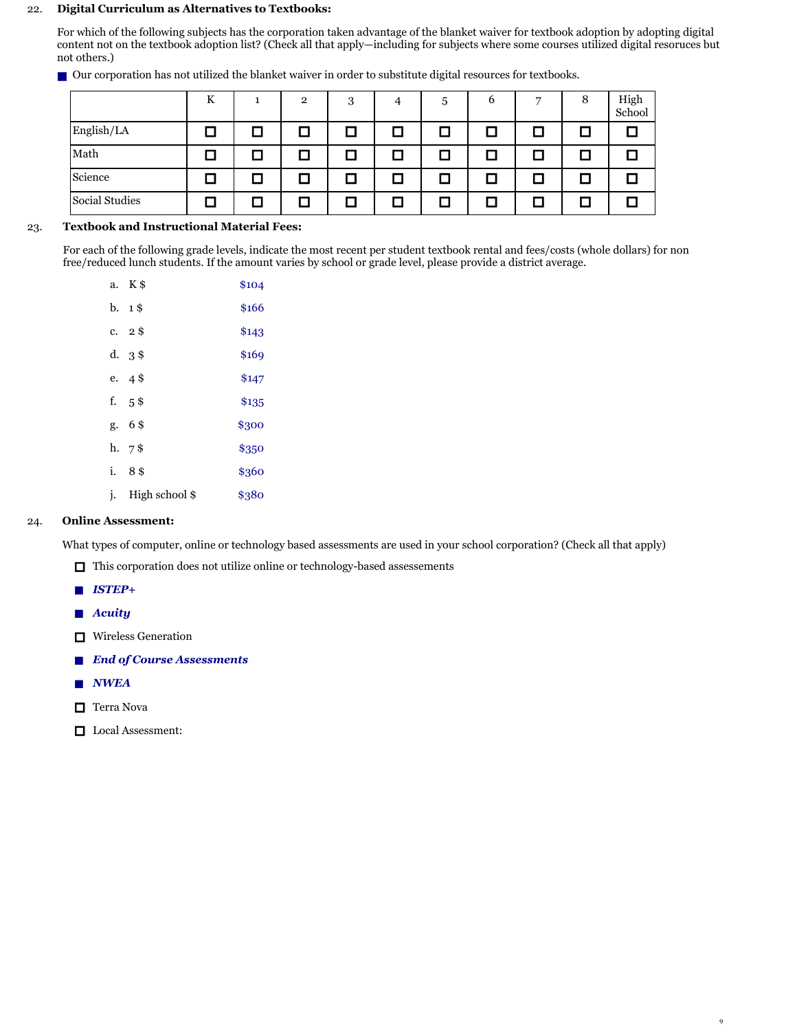22. **Digital Curriculum as Alternatives to Textbooks:**

For which of the following subjects has the corporation taken advantage of the blanket waiver for textbook adoption by adopting digital content not on the textbook adoption list? (Check all that apply—including for subjects where some courses utilized digital resources but not others.)

■ Our corporation has not utilized the blanket waiver in order to substitute digital resources for textbooks.

| | K | 1 | 2 | 3 | 4 | 5 | 6 | 7 | 8 | High School |
|---|---|---|---|---|---|---|---|---|---|---|
| English/LA | ☐ | ☐ | ☐ | ☐ | ☐ | ☐ | ☐ | ☐ | ☐ | ☐ |
| Math | ☐ | ☐ | ☐ | ☐ | ☐ | ☐ | ☐ | ☐ | ☐ | ☐ |
| Science | ☐ | ☐ | ☐ | ☐ | ☐ | ☐ | ☐ | ☐ | ☐ | ☐ |
| Social Studies | ☐ | ☐ | ☐ | ☐ | ☐ | ☐ | ☐ | ☐ | ☐ | ☐ |

23. **Textbook and Instructional Material Fees:**

For each of the following grade levels, indicate the most recent per student textbook rental and fees/costs (whole dollars) for non free/reduced lunch students. If the amount varies by school or grade level, please provide a district average.

a. K $ $104

b. 1 $ $166

c. 2 $ $143

d. 3 $ $169

e. 4 $ $147

f. 5 $ $135

g. 6 $ $300

h. 7 $ $350

i. 8 $ $360

j. High school $ $380

24. **Online Assessment:**

What types of computer, online or technology based assessments are used in your school corporation? (Check all that apply)

☐ This corporation does not utilize online or technology-based assessements

■ ***ISTEP+***

■ ***Acuity***

☐ Wireless Generation

■ ***End of Course Assessments***

■ ***NWEA***

☐ Terra Nova

☐ Local Assessment: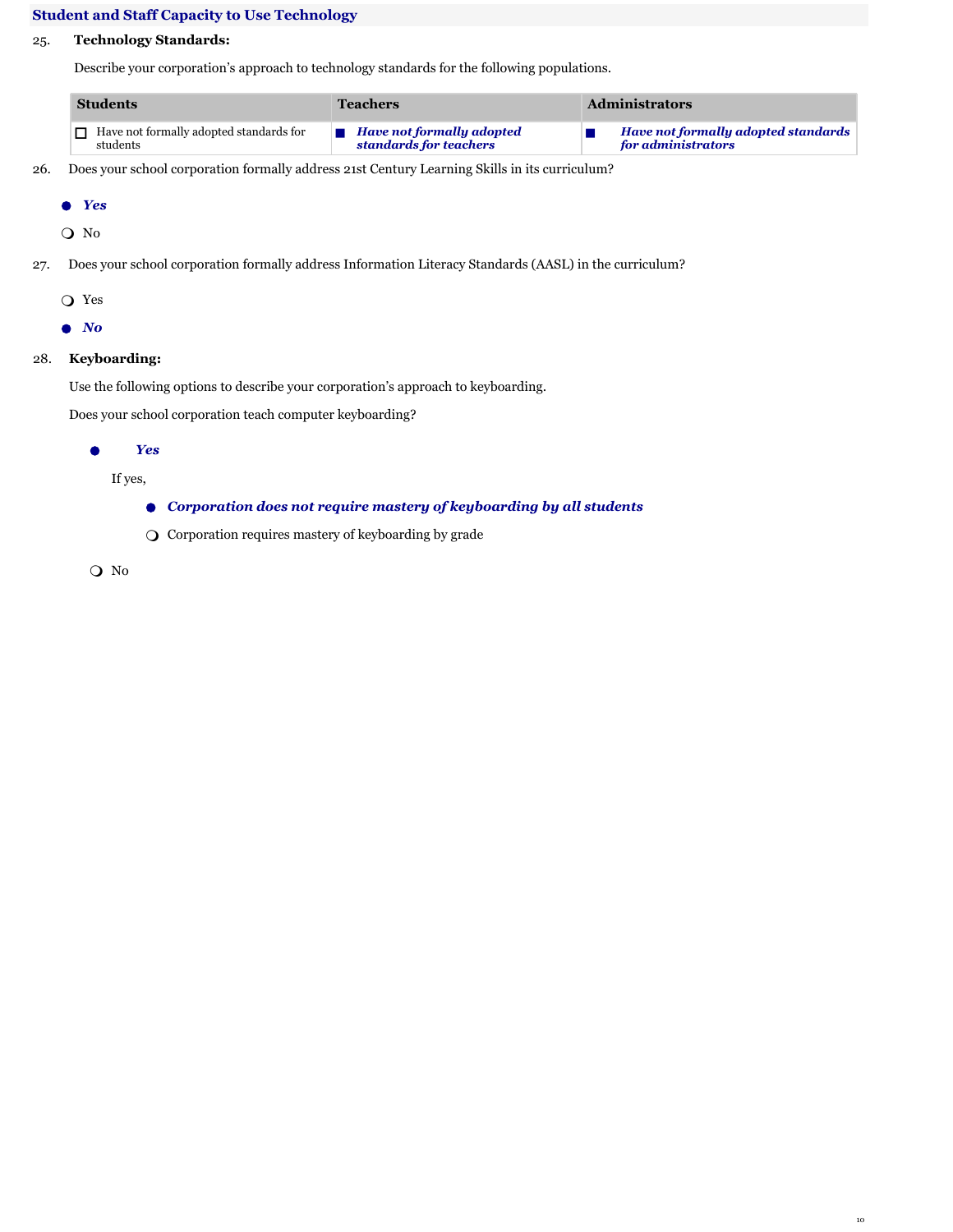## Student and Staff Capacity to Use Technology

25. **Technology Standards:**

Describe your corporation's approach to technology standards for the following populations.

| Students | Teachers | Administrators |
|---|---|---|
| ☐ Have not formally adopted standards for students | ■ ***Have not formally adopted standards for teachers*** | ■ ***Have not formally adopted standards for administrators*** |

26. Does your school corporation formally address 21st Century Learning Skills in its curriculum?

- ● ***Yes***
- ○ No

27. Does your school corporation formally address Information Literacy Standards (AASL) in the curriculum?

- ○ Yes
- ● ***No***

28. **Keyboarding:**

Use the following options to describe your corporation's approach to keyboarding.

Does your school corporation teach computer keyboarding?

- ● ***Yes***

  If yes,

  - ● ***Corporation does not require mastery of keyboarding by all students***
  - ○ Corporation requires mastery of keyboarding by grade

- ○ No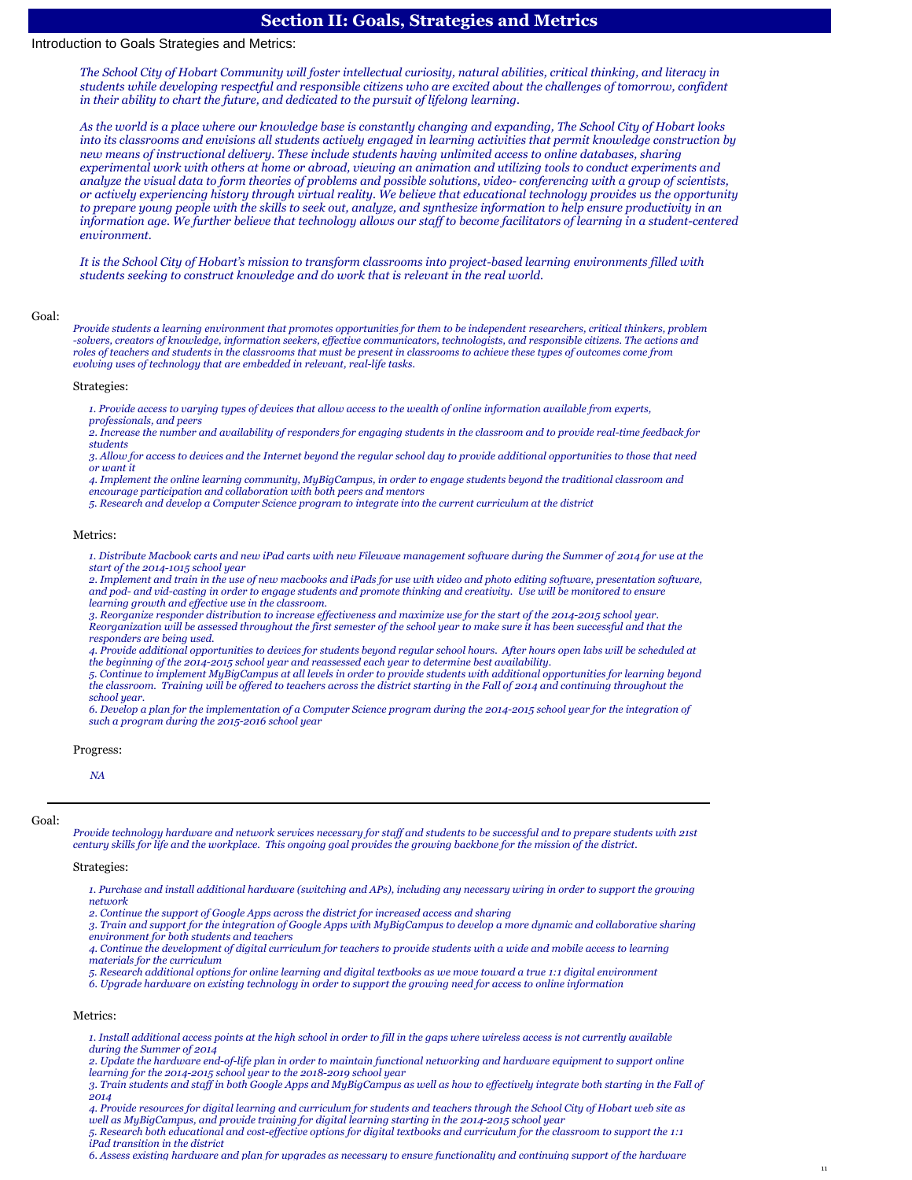# Section II: Goals, Strategies and Metrics

Introduction to Goals Strategies and Metrics:

*The School City of Hobart Community will foster intellectual curiosity, natural abilities, critical thinking, and literacy in students while developing respectful and responsible citizens who are excited about the challenges of tomorrow, confident in their ability to chart the future, and dedicated to the pursuit of lifelong learning.*

*As the world is a place where our knowledge base is constantly changing and expanding, The School City of Hobart looks into its classrooms and envisions all students actively engaged in learning activities that permit knowledge construction by new means of instructional delivery. These include students having unlimited access to online databases, sharing experimental work with others at home or abroad, viewing an animation and utilizing tools to conduct experiments and analyze the visual data to form theories of problems and possible solutions, video- conferencing with a group of scientists, or actively experiencing history through virtual reality. We believe that educational technology provides us the opportunity to prepare young people with the skills to seek out, analyze, and synthesize information to help ensure productivity in an information age. We further believe that technology allows our staff to become facilitators of learning in a student-centered environment.*

*It is the School City of Hobart's mission to transform classrooms into project-based learning environments filled with students seeking to construct knowledge and do work that is relevant in the real world.*

Goal:

*Provide students a learning environment that promotes opportunities for them to be independent researchers, critical thinkers, problem -solvers, creators of knowledge, information seekers, effective communicators, technologists, and responsible citizens. The actions and roles of teachers and students in the classrooms that must be present in classrooms to achieve these types of outcomes come from evolving uses of technology that are embedded in relevant, real-life tasks.*

Strategies:

*1. Provide access to varying types of devices that allow access to the wealth of online information available from experts, professionals, and peers*
*2. Increase the number and availability of responders for engaging students in the classroom and to provide real-time feedback for students*
*3. Allow for access to devices and the Internet beyond the regular school day to provide additional opportunities to those that need or want it*
*4. Implement the online learning community, MyBigCampus, in order to engage students beyond the traditional classroom and encourage participation and collaboration with both peers and mentors*
*5. Research and develop a Computer Science program to integrate into the current curriculum at the district*

Metrics:

*1. Distribute Macbook carts and new iPad carts with new Filewave management software during the Summer of 2014 for use at the start of the 2014-1015 school year*
*2. Implement and train in the use of new macbooks and iPads for use with video and photo editing software, presentation software, and pod- and vid-casting in order to engage students and promote thinking and creativity. Use will be monitored to ensure learning growth and effective use in the classroom.*
*3. Reorganize responder distribution to increase effectiveness and maximize use for the start of the 2014-2015 school year. Reorganization will be assessed throughout the first semester of the school year to make sure it has been successful and that the responders are being used.*
*4. Provide additional opportunities to devices for students beyond regular school hours. After hours open labs will be scheduled at the beginning of the 2014-2015 school year and reassessed each year to determine best availability.*
*5. Continue to implement MyBigCampus at all levels in order to provide students with additional opportunities for learning beyond the classroom. Training will be offered to teachers across the district starting in the Fall of 2014 and continuing throughout the school year.*
*6. Develop a plan for the implementation of a Computer Science program during the 2014-2015 school year for the integration of such a program during the 2015-2016 school year*

Progress:

*NA*

---

Goal:

*Provide technology hardware and network services necessary for staff and students to be successful and to prepare students with 21st century skills for life and the workplace. This ongoing goal provides the growing backbone for the mission of the district.*

Strategies:

*1. Purchase and install additional hardware (switching and APs), including any necessary wiring in order to support the growing network*
*2. Continue the support of Google Apps across the district for increased access and sharing*
*3. Train and support for the integration of Google Apps with MyBigCampus to develop a more dynamic and collaborative sharing environment for both students and teachers*
*4. Continue the development of digital curriculum for teachers to provide students with a wide and mobile access to learning materials for the curriculum*
*5. Research additional options for online learning and digital textbooks as we move toward a true 1:1 digital environment*
*6. Upgrade hardware on existing technology in order to support the growing need for access to online information*

Metrics:

*1. Install additional access points at the high school in order to fill in the gaps where wireless access is not currently available during the Summer of 2014*
*2. Update the hardware end-of-life plan in order to maintain functional networking and hardware equipment to support online learning for the 2014-2015 school year to the 2018-2019 school year*
*3. Train students and staff in both Google Apps and MyBigCampus as well as how to effectively integrate both starting in the Fall of 2014*
*4. Provide resources for digital learning and curriculum for students and teachers through the School City of Hobart web site as well as MyBigCampus, and provide training for digital learning starting in the 2014-2015 school year*
*5. Research both educational and cost-effective options for digital textbooks and curriculum for the classroom to support the 1:1 iPad transition in the district*
*6. Assess existing hardware and plan for upgrades as necessary to ensure functionality and continuing support of the hardware*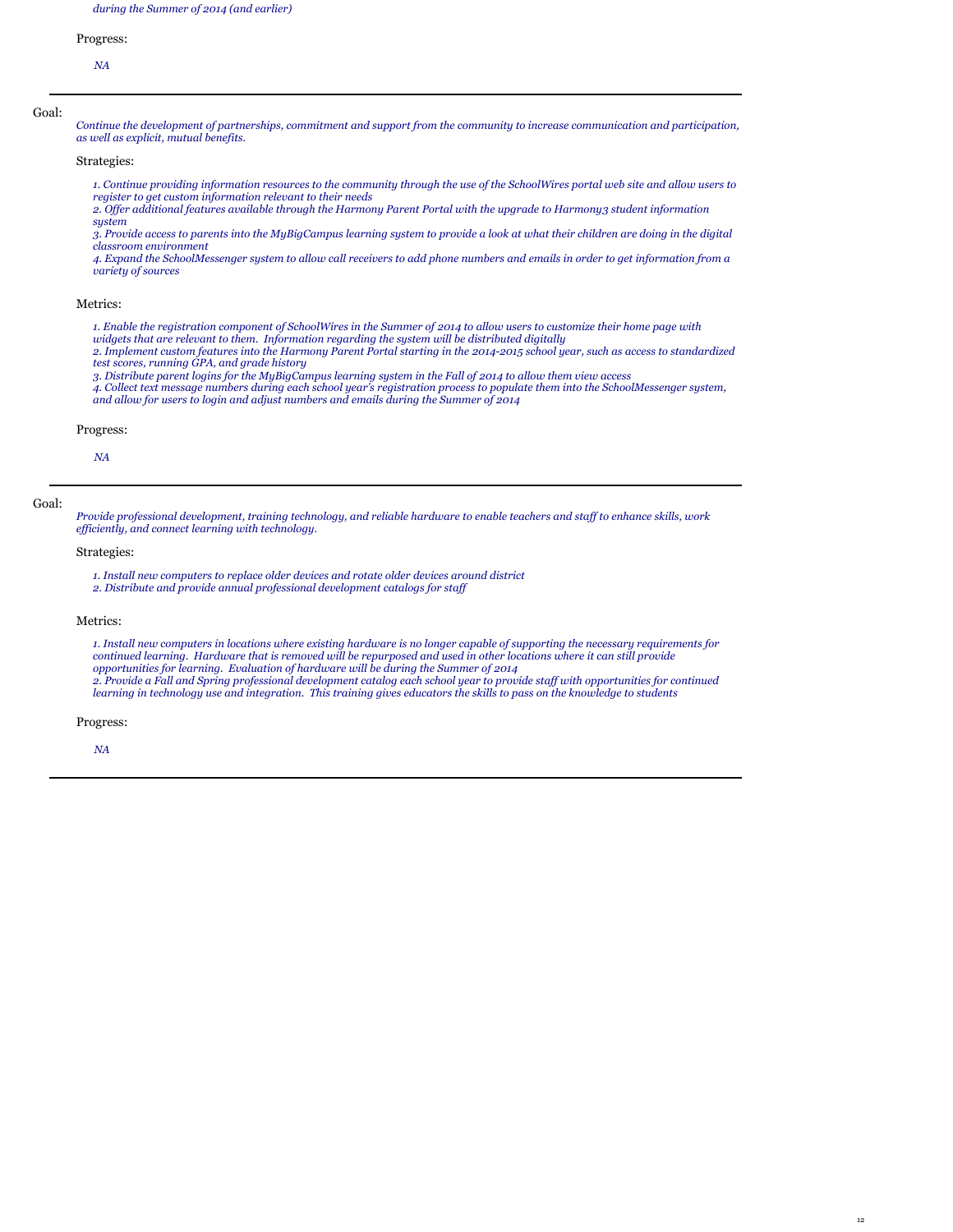*during the Summer of 2014 (and earlier)*

Progress:

*NA*

---

Goal:

*Continue the development of partnerships, commitment and support from the community to increase communication and participation, as well as explicit, mutual benefits.*

Strategies:

*1. Continue providing information resources to the community through the use of the SchoolWires portal web site and allow users to register to get custom information relevant to their needs*
*2. Offer additional features available through the Harmony Parent Portal with the upgrade to Harmony3 student information system*
*3. Provide access to parents into the MyBigCampus learning system to provide a look at what their children are doing in the digital classroom environment*
*4. Expand the SchoolMessenger system to allow call receivers to add phone numbers and emails in order to get information from a variety of sources*

Metrics:

*1. Enable the registration component of SchoolWires in the Summer of 2014 to allow users to customize their home page with widgets that are relevant to them. Information regarding the system will be distributed digitally*
*2. Implement custom features into the Harmony Parent Portal starting in the 2014-2015 school year, such as access to standardized test scores, running GPA, and grade history*
*3. Distribute parent logins for the MyBigCampus learning system in the Fall of 2014 to allow them view access*
*4. Collect text message numbers during each school year's registration process to populate them into the SchoolMessenger system, and allow for users to login and adjust numbers and emails during the Summer of 2014*

Progress:

*NA*

---

Goal:

*Provide professional development, training technology, and reliable hardware to enable teachers and staff to enhance skills, work efficiently, and connect learning with technology.*

Strategies:

*1. Install new computers to replace older devices and rotate older devices around district*
*2. Distribute and provide annual professional development catalogs for staff*

Metrics:

*1. Install new computers in locations where existing hardware is no longer capable of supporting the necessary requirements for continued learning. Hardware that is removed will be repurposed and used in other locations where it can still provide opportunities for learning. Evaluation of hardware will be during the Summer of 2014*
*2. Provide a Fall and Spring professional development catalog each school year to provide staff with opportunities for continued learning in technology use and integration. This training gives educators the skills to pass on the knowledge to students*

Progress:

*NA*

---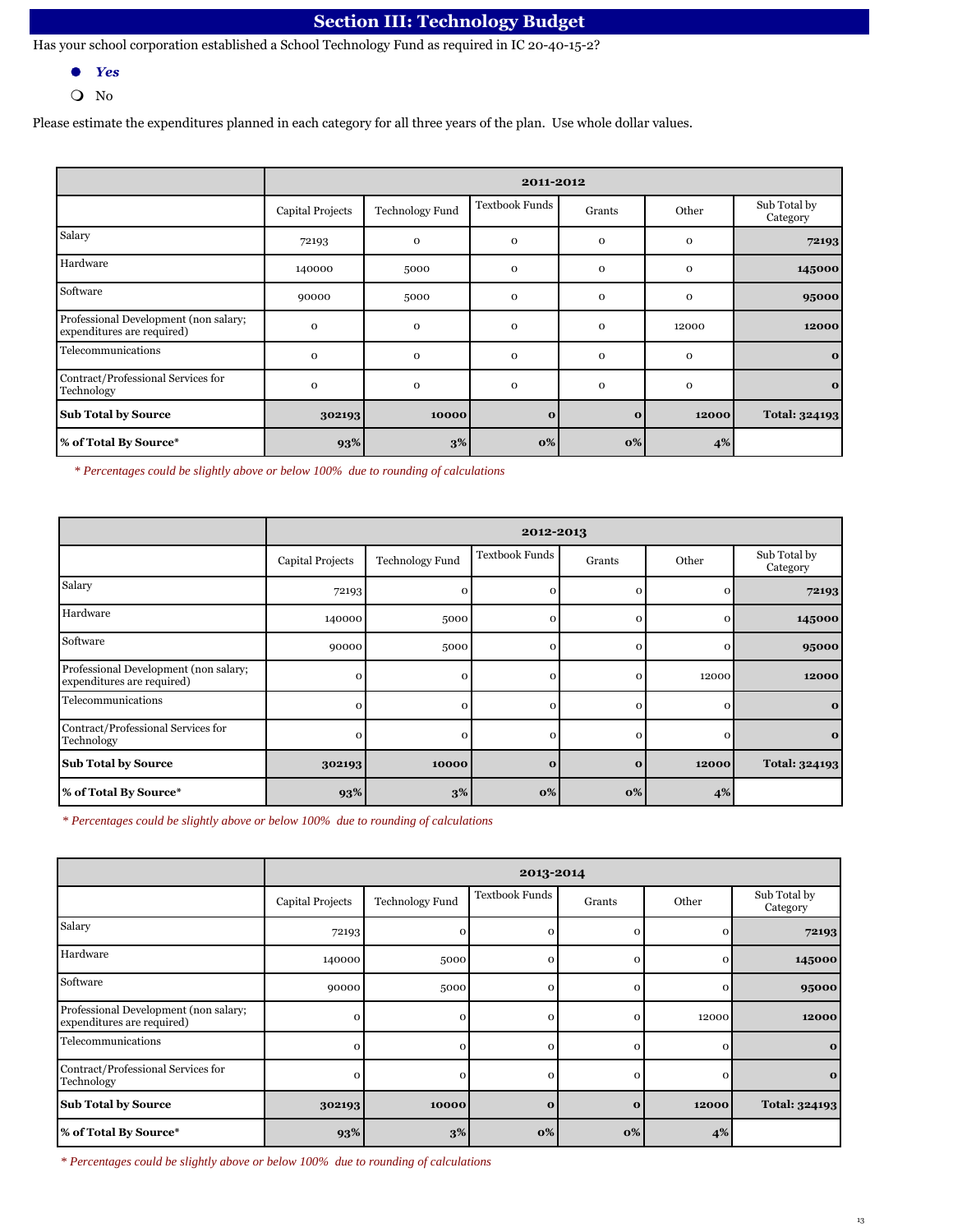# Section III: Technology Budget

Has your school corporation established a School Technology Fund as required in IC 20-40-15-2?

- ● ***Yes***
- ○ No

Please estimate the expenditures planned in each category for all three years of the plan. Use whole dollar values.

| | 2011-2012 | | | | | |
|---|---|---|---|---|---|---|
| | Capital Projects | Technology Fund | Textbook Funds | Grants | Other | Sub Total by Category |
| Salary | 72193 | 0 | 0 | 0 | 0 | **72193** |
| Hardware | 140000 | 5000 | 0 | 0 | 0 | **145000** |
| Software | 90000 | 5000 | 0 | 0 | 0 | **95000** |
| Professional Development (non salary; expenditures are required) | 0 | 0 | 0 | 0 | 12000 | **12000** |
| Telecommunications | 0 | 0 | 0 | 0 | 0 | **0** |
| Contract/Professional Services for Technology | 0 | 0 | 0 | 0 | 0 | **0** |
| **Sub Total by Source** | **302193** | **10000** | **0** | **0** | **12000** | **Total: 324193** |
| **% of Total By Source*** | **93%** | **3%** | **0%** | **0%** | **4%** | |

*\* Percentages could be slightly above or below 100% due to rounding of calculations*

| | 2012-2013 | | | | | |
|---|---|---|---|---|---|---|
| | Capital Projects | Technology Fund | Textbook Funds | Grants | Other | Sub Total by Category |
| Salary | 72193 | 0 | 0 | 0 | 0 | **72193** |
| Hardware | 140000 | 5000 | 0 | 0 | 0 | **145000** |
| Software | 90000 | 5000 | 0 | 0 | 0 | **95000** |
| Professional Development (non salary; expenditures are required) | 0 | 0 | 0 | 0 | 12000 | **12000** |
| Telecommunications | 0 | 0 | 0 | 0 | 0 | **0** |
| Contract/Professional Services for Technology | 0 | 0 | 0 | 0 | 0 | **0** |
| **Sub Total by Source** | **302193** | **10000** | **0** | **0** | **12000** | **Total: 324193** |
| **% of Total By Source*** | **93%** | **3%** | **0%** | **0%** | **4%** | |

*\* Percentages could be slightly above or below 100% due to rounding of calculations*

| | 2013-2014 | | | | | |
|---|---|---|---|---|---|---|
| | Capital Projects | Technology Fund | Textbook Funds | Grants | Other | Sub Total by Category |
| Salary | 72193 | 0 | 0 | 0 | 0 | **72193** |
| Hardware | 140000 | 5000 | 0 | 0 | 0 | **145000** |
| Software | 90000 | 5000 | 0 | 0 | 0 | **95000** |
| Professional Development (non salary; expenditures are required) | 0 | 0 | 0 | 0 | 12000 | **12000** |
| Telecommunications | 0 | 0 | 0 | 0 | 0 | **0** |
| Contract/Professional Services for Technology | 0 | 0 | 0 | 0 | 0 | **0** |
| **Sub Total by Source** | **302193** | **10000** | **0** | **0** | **12000** | **Total: 324193** |
| **% of Total By Source*** | **93%** | **3%** | **0%** | **0%** | **4%** | |

*\* Percentages could be slightly above or below 100% due to rounding of calculations*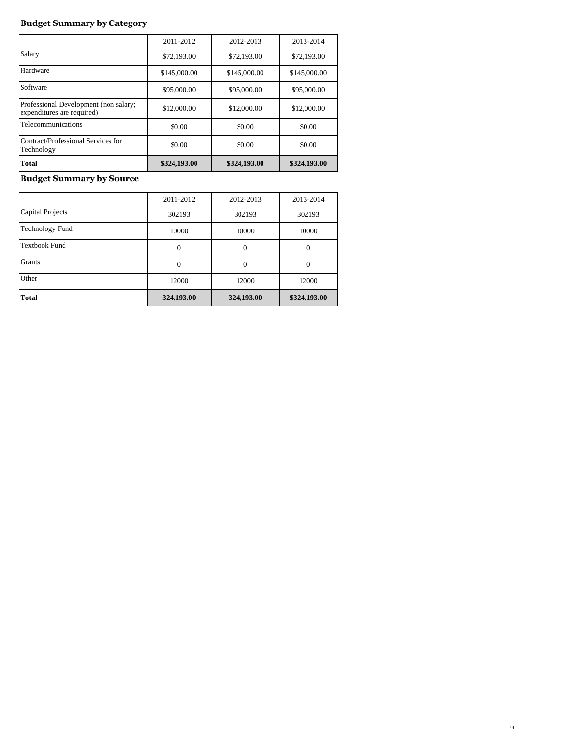**Budget Summary by Category**

| | 2011-2012 | 2012-2013 | 2013-2014 |
|---|---|---|---|
| Salary | $72,193.00 | $72,193.00 | $72,193.00 |
| Hardware | $145,000.00 | $145,000.00 | $145,000.00 |
| Software | $95,000.00 | $95,000.00 | $95,000.00 |
| Professional Development (non salary; expenditures are required) | $12,000.00 | $12,000.00 | $12,000.00 |
| Telecommunications | $0.00 | $0.00 | $0.00 |
| Contract/Professional Services for Technology | $0.00 | $0.00 | $0.00 |
| **Total** | **$324,193.00** | **$324,193.00** | **$324,193.00** |

**Budget Summary by Source**

| | 2011-2012 | 2012-2013 | 2013-2014 |
|---|---|---|---|
| Capital Projects | 302193 | 302193 | 302193 |
| Technology Fund | 10000 | 10000 | 10000 |
| Textbook Fund | 0 | 0 | 0 |
| Grants | 0 | 0 | 0 |
| Other | 12000 | 12000 | 12000 |
| **Total** | **324,193.00** | **324,193.00** | **$324,193.00** |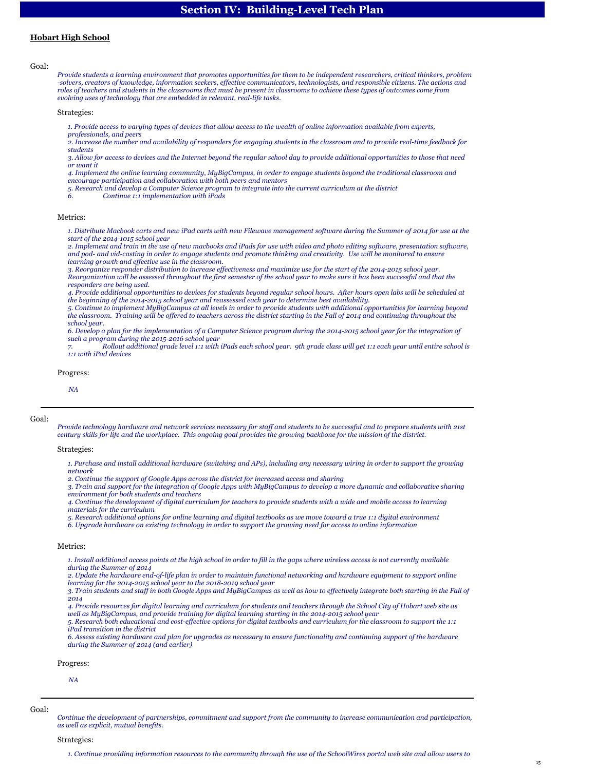# Section IV: Building-Level Tech Plan

## Hobart High School

Goal:

*Provide students a learning environment that promotes opportunities for them to be independent researchers, critical thinkers, problem -solvers, creators of knowledge, information seekers, effective communicators, technologists, and responsible citizens. The actions and roles of teachers and students in the classrooms that must be present in classrooms to achieve these types of outcomes come from evolving uses of technology that are embedded in relevant, real-life tasks.*

Strategies:

*1. Provide access to varying types of devices that allow access to the wealth of online information available from experts, professionals, and peers*
*2. Increase the number and availability of responders for engaging students in the classroom and to provide real-time feedback for students*
*3. Allow for access to devices and the Internet beyond the regular school day to provide additional opportunities to those that need or want it*
*4. Implement the online learning community, MyBigCampus, in order to engage students beyond the traditional classroom and encourage participation and collaboration with both peers and mentors*
*5. Research and develop a Computer Science program to integrate into the current curriculum at the district*
*6. Continue 1:1 implementation with iPads*

Metrics:

*1. Distribute Macbook carts and new iPad carts with new Filewave management software during the Summer of 2014 for use at the start of the 2014-1015 school year*
*2. Implement and train in the use of new macbooks and iPads for use with video and photo editing software, presentation software, and pod- and vid-casting in order to engage students and promote thinking and creativity. Use will be monitored to ensure learning growth and effective use in the classroom.*
*3. Reorganize responder distribution to increase effectiveness and maximize use for the start of the 2014-2015 school year. Reorganization will be assessed throughout the first semester of the school year to make sure it has been successful and that the responders are being used.*
*4. Provide additional opportunities to devices for students beyond regular school hours. After hours open labs will be scheduled at the beginning of the 2014-2015 school year and reassessed each year to determine best availability.*
*5. Continue to implement MyBigCampus at all levels in order to provide students with additional opportunities for learning beyond the classroom. Training will be offered to teachers across the district starting in the Fall of 2014 and continuing throughout the school year.*
*6. Develop a plan for the implementation of a Computer Science program during the 2014-2015 school year for the integration of such a program during the 2015-2016 school year*
*7. Rollout additional grade level 1:1 with iPads each school year. 9th grade class will get 1:1 each year until entire school is 1:1 with iPad devices*

Progress:

*NA*

---

Goal:

*Provide technology hardware and network services necessary for staff and students to be successful and to prepare students with 21st century skills for life and the workplace. This ongoing goal provides the growing backbone for the mission of the district.*

Strategies:

*1. Purchase and install additional hardware (switching and APs), including any necessary wiring in order to support the growing network*
*2. Continue the support of Google Apps across the district for increased access and sharing*
*3. Train and support for the integration of Google Apps with MyBigCampus to develop a more dynamic and collaborative sharing environment for both students and teachers*
*4. Continue the development of digital curriculum for teachers to provide students with a wide and mobile access to learning materials for the curriculum*
*5. Research additional options for online learning and digital textbooks as we move toward a true 1:1 digital environment*
*6. Upgrade hardware on existing technology in order to support the growing need for access to online information*

Metrics:

*1. Install additional access points at the high school in order to fill in the gaps where wireless access is not currently available during the Summer of 2014*
*2. Update the hardware end-of-life plan in order to maintain functional networking and hardware equipment to support online learning for the 2014-2015 school year to the 2018-2019 school year*
*3. Train students and staff in both Google Apps and MyBigCampus as well as how to effectively integrate both starting in the Fall of 2014*
*4. Provide resources for digital learning and curriculum for students and teachers through the School City of Hobart web site as well as MyBigCampus, and provide training for digital learning starting in the 2014-2015 school year*
*5. Research both educational and cost-effective options for digital textbooks and curriculum for the classroom to support the 1:1 iPad transition in the district*
*6. Assess existing hardware and plan for upgrades as necessary to ensure functionality and continuing support of the hardware during the Summer of 2014 (and earlier)*

Progress:

*NA*

---

Goal:

*Continue the development of partnerships, commitment and support from the community to increase communication and participation, as well as explicit, mutual benefits.*

Strategies:

*1. Continue providing information resources to the community through the use of the SchoolWires portal web site and allow users to*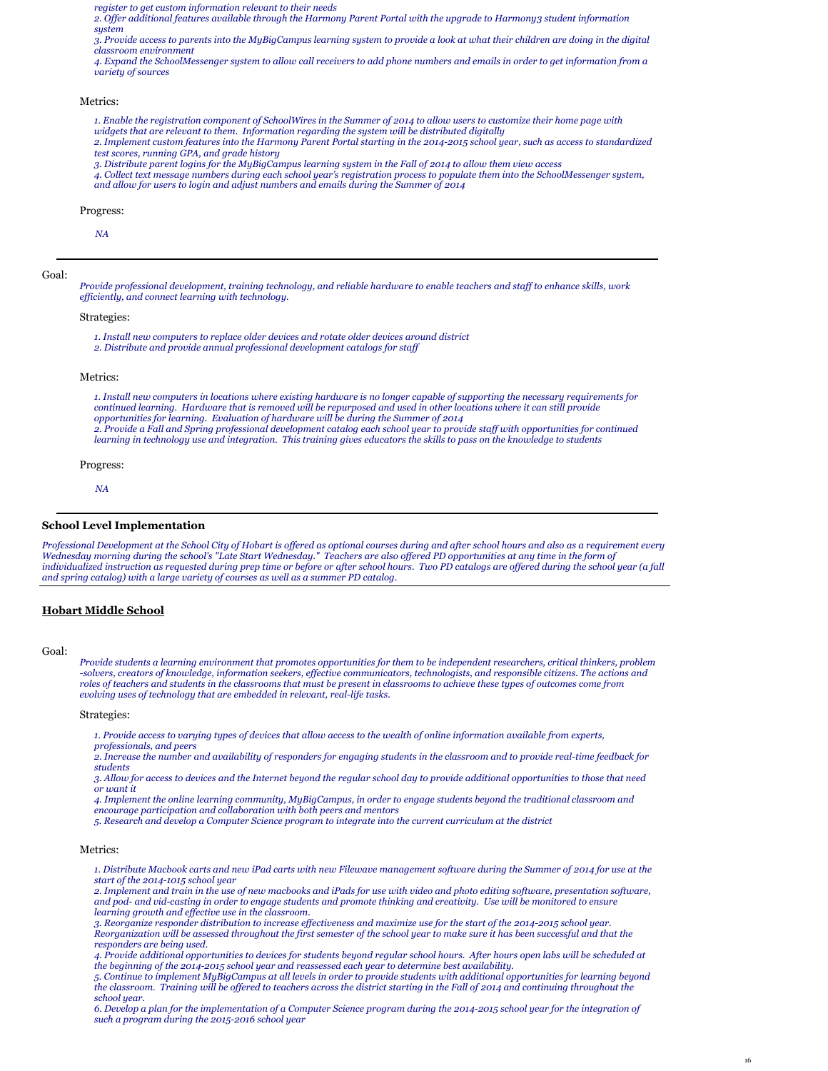*register to get custom information relevant to their needs*
*2. Offer additional features available through the Harmony Parent Portal with the upgrade to Harmony3 student information system*
*3. Provide access to parents into the MyBigCampus learning system to provide a look at what their children are doing in the digital classroom environment*
*4. Expand the SchoolMessenger system to allow call receivers to add phone numbers and emails in order to get information from a variety of sources*

Metrics:

*1. Enable the registration component of SchoolWires in the Summer of 2014 to allow users to customize their home page with widgets that are relevant to them. Information regarding the system will be distributed digitally*
*2. Implement custom features into the Harmony Parent Portal starting in the 2014-2015 school year, such as access to standardized test scores, running GPA, and grade history*
*3. Distribute parent logins for the MyBigCampus learning system in the Fall of 2014 to allow them view access*
*4. Collect text message numbers during each school year's registration process to populate them into the SchoolMessenger system, and allow for users to login and adjust numbers and emails during the Summer of 2014*

Progress:

*NA*

---

Goal:

*Provide professional development, training technology, and reliable hardware to enable teachers and staff to enhance skills, work efficiently, and connect learning with technology.*

Strategies:

*1. Install new computers to replace older devices and rotate older devices around district*
*2. Distribute and provide annual professional development catalogs for staff*

Metrics:

*1. Install new computers in locations where existing hardware is no longer capable of supporting the necessary requirements for continued learning. Hardware that is removed will be repurposed and used in other locations where it can still provide opportunities for learning. Evaluation of hardware will be during the Summer of 2014*
*2. Provide a Fall and Spring professional development catalog each school year to provide staff with opportunities for continued learning in technology use and integration. This training gives educators the skills to pass on the knowledge to students*

Progress:

*NA*

---

### School Level Implementation

*Professional Development at the School City of Hobart is offered as optional courses during and after school hours and also as a requirement every Wednesday morning during the school's "Late Start Wednesday." Teachers are also offered PD opportunities at any time in the form of individualized instruction as requested during prep time or before or after school hours. Two PD catalogs are offered during the school year (a fall and spring catalog) with a large variety of courses as well as a summer PD catalog.*

---

### Hobart Middle School

Goal:

*Provide students a learning environment that promotes opportunities for them to be independent researchers, critical thinkers, problem -solvers, creators of knowledge, information seekers, effective communicators, technologists, and responsible citizens. The actions and roles of teachers and students in the classrooms that must be present in classrooms to achieve these types of outcomes come from evolving uses of technology that are embedded in relevant, real-life tasks.*

Strategies:

*1. Provide access to varying types of devices that allow access to the wealth of online information available from experts, professionals, and peers*
*2. Increase the number and availability of responders for engaging students in the classroom and to provide real-time feedback for students*
*3. Allow for access to devices and the Internet beyond the regular school day to provide additional opportunities to those that need or want it*
*4. Implement the online learning community, MyBigCampus, in order to engage students beyond the traditional classroom and encourage participation and collaboration with both peers and mentors*
*5. Research and develop a Computer Science program to integrate into the current curriculum at the district*

Metrics:

*1. Distribute Macbook carts and new iPad carts with new Filewave management software during the Summer of 2014 for use at the start of the 2014-1015 school year*
*2. Implement and train in the use of new macbooks and iPads for use with video and photo editing software, presentation software, and pod- and vid-casting in order to engage students and promote thinking and creativity. Use will be monitored to ensure learning growth and effective use in the classroom.*
*3. Reorganize responder distribution to increase effectiveness and maximize use for the start of the 2014-2015 school year. Reorganization will be assessed throughout the first semester of the school year to make sure it has been successful and that the responders are being used.*
*4. Provide additional opportunities to devices for students beyond regular school hours. After hours open labs will be scheduled at the beginning of the 2014-2015 school year and reassessed each year to determine best availability.*
*5. Continue to implement MyBigCampus at all levels in order to provide students with additional opportunities for learning beyond the classroom. Training will be offered to teachers across the district starting in the Fall of 2014 and continuing throughout the school year.*
*6. Develop a plan for the implementation of a Computer Science program during the 2014-2015 school year for the integration of such a program during the 2015-2016 school year*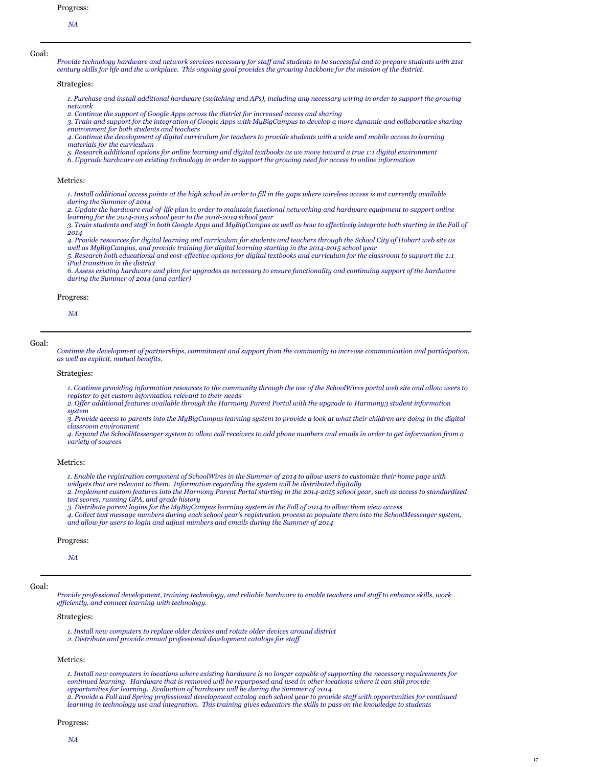Progress:

*NA*

---

Goal:

*Provide technology hardware and network services necessary for staff and students to be successful and to prepare students with 21st century skills for life and the workplace. This ongoing goal provides the growing backbone for the mission of the district.*

Strategies:

*1. Purchase and install additional hardware (switching and APs), including any necessary wiring in order to support the growing network*
*2. Continue the support of Google Apps across the district for increased access and sharing*
*3. Train and support for the integration of Google Apps with MyBigCampus to develop a more dynamic and collaborative sharing environment for both students and teachers*
*4. Continue the development of digital curriculum for teachers to provide students with a wide and mobile access to learning materials for the curriculum*
*5. Research additional options for online learning and digital textbooks as we move toward a true 1:1 digital environment*
*6. Upgrade hardware on existing technology in order to support the growing need for access to online information*

Metrics:

*1. Install additional access points at the high school in order to fill in the gaps where wireless access is not currently available during the Summer of 2014*
*2. Update the hardware end-of-life plan in order to maintain functional networking and hardware equipment to support online learning for the 2014-2015 school year to the 2018-2019 school year*
*3. Train students and staff in both Google Apps and MyBigCampus as well as how to effectively integrate both starting in the Fall of 2014*
*4. Provide resources for digital learning and curriculum for students and teachers through the School City of Hobart web site as well as MyBigCampus, and provide training for digital learning starting in the 2014-2015 school year*
*5. Research both educational and cost-effective options for digital textbooks and curriculum for the classroom to support the 1:1 iPad transition in the district*
*6. Assess existing hardware and plan for upgrades as necessary to ensure functionality and continuing support of the hardware during the Summer of 2014 (and earlier)*

Progress:

*NA*

---

Goal:

*Continue the development of partnerships, commitment and support from the community to increase communication and participation, as well as explicit, mutual benefits.*

Strategies:

*1. Continue providing information resources to the community through the use of the SchoolWires portal web site and allow users to register to get custom information relevant to their needs*
*2. Offer additional features available through the Harmony Parent Portal with the upgrade to Harmony3 student information system*
*3. Provide access to parents into the MyBigCampus learning system to provide a look at what their children are doing in the digital classroom environment*
*4. Expand the SchoolMessenger system to allow call receivers to add phone numbers and emails in order to get information from a variety of sources*

Metrics:

*1. Enable the registration component of SchoolWires in the Summer of 2014 to allow users to customize their home page with widgets that are relevant to them. Information regarding the system will be distributed digitally*
*2. Implement custom features into the Harmony Parent Portal starting in the 2014-2015 school year, such as access to standardized test scores, running GPA, and grade history*
*3. Distribute parent logins for the MyBigCampus learning system in the Fall of 2014 to allow them view access*
*4. Collect text message numbers during each school year's registration process to populate them into the SchoolMessenger system, and allow for users to login and adjust numbers and emails during the Summer of 2014*

Progress:

*NA*

---

Goal:

*Provide professional development, training technology, and reliable hardware to enable teachers and staff to enhance skills, work efficiently, and connect learning with technology.*

Strategies:

*1. Install new computers to replace older devices and rotate older devices around district*
*2. Distribute and provide annual professional development catalogs for staff*

Metrics:

*1. Install new computers in locations where existing hardware is no longer capable of supporting the necessary requirements for continued learning. Hardware that is removed will be repurposed and used in other locations where it can still provide opportunities for learning. Evaluation of hardware will be during the Summer of 2014*
*2. Provide a Fall and Spring professional development catalog each school year to provide staff with opportunities for continued learning in technology use and integration. This training gives educators the skills to pass on the knowledge to students*

Progress:

*NA*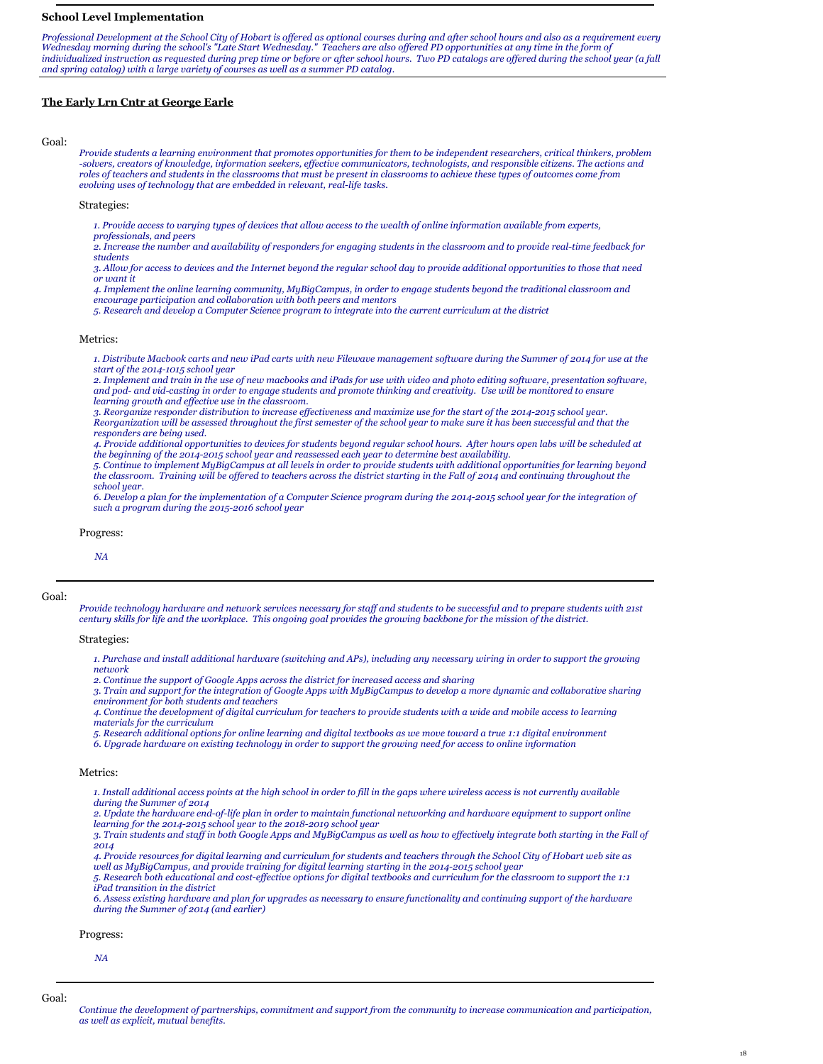### School Level Implementation

*Professional Development at the School City of Hobart is offered as optional courses during and after school hours and also as a requirement every Wednesday morning during the school's "Late Start Wednesday." Teachers are also offered PD opportunities at any time in the form of individualized instruction as requested during prep time or before or after school hours. Two PD catalogs are offered during the school year (a fall and spring catalog) with a large variety of courses as well as a summer PD catalog.*

## The Early Lrn Cntr at George Earle

Goal:

*Provide students a learning environment that promotes opportunities for them to be independent researchers, critical thinkers, problem -solvers, creators of knowledge, information seekers, effective communicators, technologists, and responsible citizens. The actions and roles of teachers and students in the classrooms that must be present in classrooms to achieve these types of outcomes come from evolving uses of technology that are embedded in relevant, real-life tasks.*

Strategies:

*1. Provide access to varying types of devices that allow access to the wealth of online information available from experts, professionals, and peers*
*2. Increase the number and availability of responders for engaging students in the classroom and to provide real-time feedback for students*
*3. Allow for access to devices and the Internet beyond the regular school day to provide additional opportunities to those that need or want it*
*4. Implement the online learning community, MyBigCampus, in order to engage students beyond the traditional classroom and encourage participation and collaboration with both peers and mentors*
*5. Research and develop a Computer Science program to integrate into the current curriculum at the district*

Metrics:

*1. Distribute Macbook carts and new iPad carts with new Filewave management software during the Summer of 2014 for use at the start of the 2014-1015 school year*
*2. Implement and train in the use of new macbooks and iPads for use with video and photo editing software, presentation software, and pod- and vid-casting in order to engage students and promote thinking and creativity. Use will be monitored to ensure learning growth and effective use in the classroom.*
*3. Reorganize responder distribution to increase effectiveness and maximize use for the start of the 2014-2015 school year. Reorganization will be assessed throughout the first semester of the school year to make sure it has been successful and that the responders are being used.*
*4. Provide additional opportunities to devices for students beyond regular school hours. After hours open labs will be scheduled at the beginning of the 2014-2015 school year and reassessed each year to determine best availability.*
*5. Continue to implement MyBigCampus at all levels in order to provide students with additional opportunities for learning beyond the classroom. Training will be offered to teachers across the district starting in the Fall of 2014 and continuing throughout the school year.*
*6. Develop a plan for the implementation of a Computer Science program during the 2014-2015 school year for the integration of such a program during the 2015-2016 school year*

Progress:

*NA*

---

Goal:

*Provide technology hardware and network services necessary for staff and students to be successful and to prepare students with 21st century skills for life and the workplace. This ongoing goal provides the growing backbone for the mission of the district.*

Strategies:

*1. Purchase and install additional hardware (switching and APs), including any necessary wiring in order to support the growing network*
*2. Continue the support of Google Apps across the district for increased access and sharing*
*3. Train and support for the integration of Google Apps with MyBigCampus to develop a more dynamic and collaborative sharing environment for both students and teachers*
*4. Continue the development of digital curriculum for teachers to provide students with a wide and mobile access to learning materials for the curriculum*
*5. Research additional options for online learning and digital textbooks as we move toward a true 1:1 digital environment*
*6. Upgrade hardware on existing technology in order to support the growing need for access to online information*

Metrics:

*1. Install additional access points at the high school in order to fill in the gaps where wireless access is not currently available during the Summer of 2014*
*2. Update the hardware end-of-life plan in order to maintain functional networking and hardware equipment to support online learning for the 2014-2015 school year to the 2018-2019 school year*
*3. Train students and staff in both Google Apps and MyBigCampus as well as how to effectively integrate both starting in the Fall of 2014*
*4. Provide resources for digital learning and curriculum for students and teachers through the School City of Hobart web site as well as MyBigCampus, and provide training for digital learning starting in the 2014-2015 school year*
*5. Research both educational and cost-effective options for digital textbooks and curriculum for the classroom to support the 1:1 iPad transition in the district*
*6. Assess existing hardware and plan for upgrades as necessary to ensure functionality and continuing support of the hardware during the Summer of 2014 (and earlier)*

Progress:

*NA*

---

Goal:

*Continue the development of partnerships, commitment and support from the community to increase communication and participation, as well as explicit, mutual benefits.*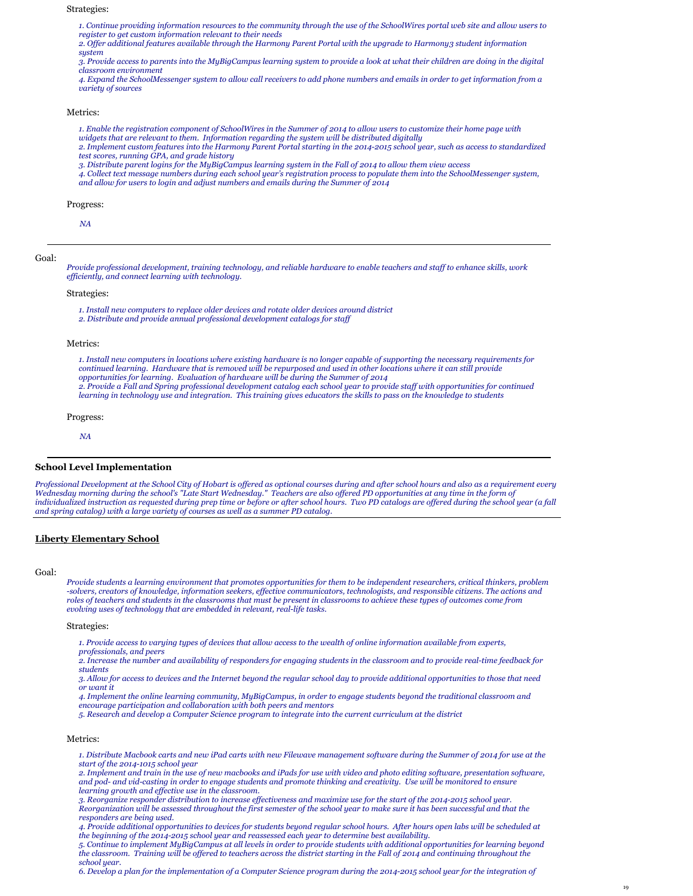Strategies:

*1. Continue providing information resources to the community through the use of the SchoolWires portal web site and allow users to register to get custom information relevant to their needs*
*2. Offer additional features available through the Harmony Parent Portal with the upgrade to Harmony3 student information system*
*3. Provide access to parents into the MyBigCampus learning system to provide a look at what their children are doing in the digital classroom environment*
*4. Expand the SchoolMessenger system to allow call receivers to add phone numbers and emails in order to get information from a variety of sources*

Metrics:

*1. Enable the registration component of SchoolWires in the Summer of 2014 to allow users to customize their home page with widgets that are relevant to them. Information regarding the system will be distributed digitally*
*2. Implement custom features into the Harmony Parent Portal starting in the 2014-2015 school year, such as access to standardized test scores, running GPA, and grade history*
*3. Distribute parent logins for the MyBigCampus learning system in the Fall of 2014 to allow them view access*
*4. Collect text message numbers during each school year's registration process to populate them into the SchoolMessenger system, and allow for users to login and adjust numbers and emails during the Summer of 2014*

Progress:

*NA*

---

Goal:

*Provide professional development, training technology, and reliable hardware to enable teachers and staff to enhance skills, work efficiently, and connect learning with technology.*

Strategies:

*1. Install new computers to replace older devices and rotate older devices around district*
*2. Distribute and provide annual professional development catalogs for staff*

Metrics:

*1. Install new computers in locations where existing hardware is no longer capable of supporting the necessary requirements for continued learning. Hardware that is removed will be repurposed and used in other locations where it can still provide opportunities for learning. Evaluation of hardware will be during the Summer of 2014*
*2. Provide a Fall and Spring professional development catalog each school year to provide staff with opportunities for continued learning in technology use and integration. This training gives educators the skills to pass on the knowledge to students*

Progress:

*NA*

---

### School Level Implementation

*Professional Development at the School City of Hobart is offered as optional courses during and after school hours and also as a requirement every Wednesday morning during the school's "Late Start Wednesday." Teachers are also offered PD opportunities at any time in the form of individualized instruction as requested during prep time or before or after school hours. Two PD catalogs are offered during the school year (a fall and spring catalog) with a large variety of courses as well as a summer PD catalog.*

---

### Liberty Elementary School

Goal:

*Provide students a learning environment that promotes opportunities for them to be independent researchers, critical thinkers, problem -solvers, creators of knowledge, information seekers, effective communicators, technologists, and responsible citizens. The actions and roles of teachers and students in the classrooms that must be present in classrooms to achieve these types of outcomes come from evolving uses of technology that are embedded in relevant, real-life tasks.*

Strategies:

*1. Provide access to varying types of devices that allow access to the wealth of online information available from experts, professionals, and peers*
*2. Increase the number and availability of responders for engaging students in the classroom and to provide real-time feedback for students*
*3. Allow for access to devices and the Internet beyond the regular school day to provide additional opportunities to those that need or want it*
*4. Implement the online learning community, MyBigCampus, in order to engage students beyond the traditional classroom and encourage participation and collaboration with both peers and mentors*
*5. Research and develop a Computer Science program to integrate into the current curriculum at the district*

Metrics:

*1. Distribute Macbook carts and new iPad carts with new Filewave management software during the Summer of 2014 for use at the start of the 2014-1015 school year*
*2. Implement and train in the use of new macbooks and iPads for use with video and photo editing software, presentation software, and pod- and vid-casting in order to engage students and promote thinking and creativity. Use will be monitored to ensure learning growth and effective use in the classroom.*
*3. Reorganize responder distribution to increase effectiveness and maximize use for the start of the 2014-2015 school year. Reorganization will be assessed throughout the first semester of the school year to make sure it has been successful and that the responders are being used.*
*4. Provide additional opportunities to devices for students beyond regular school hours. After hours open labs will be scheduled at the beginning of the 2014-2015 school year and reassessed each year to determine best availability.*
*5. Continue to implement MyBigCampus at all levels in order to provide students with additional opportunities for learning beyond the classroom. Training will be offered to teachers across the district starting in the Fall of 2014 and continuing throughout the school year.*
*6. Develop a plan for the implementation of a Computer Science program during the 2014-2015 school year for the integration of*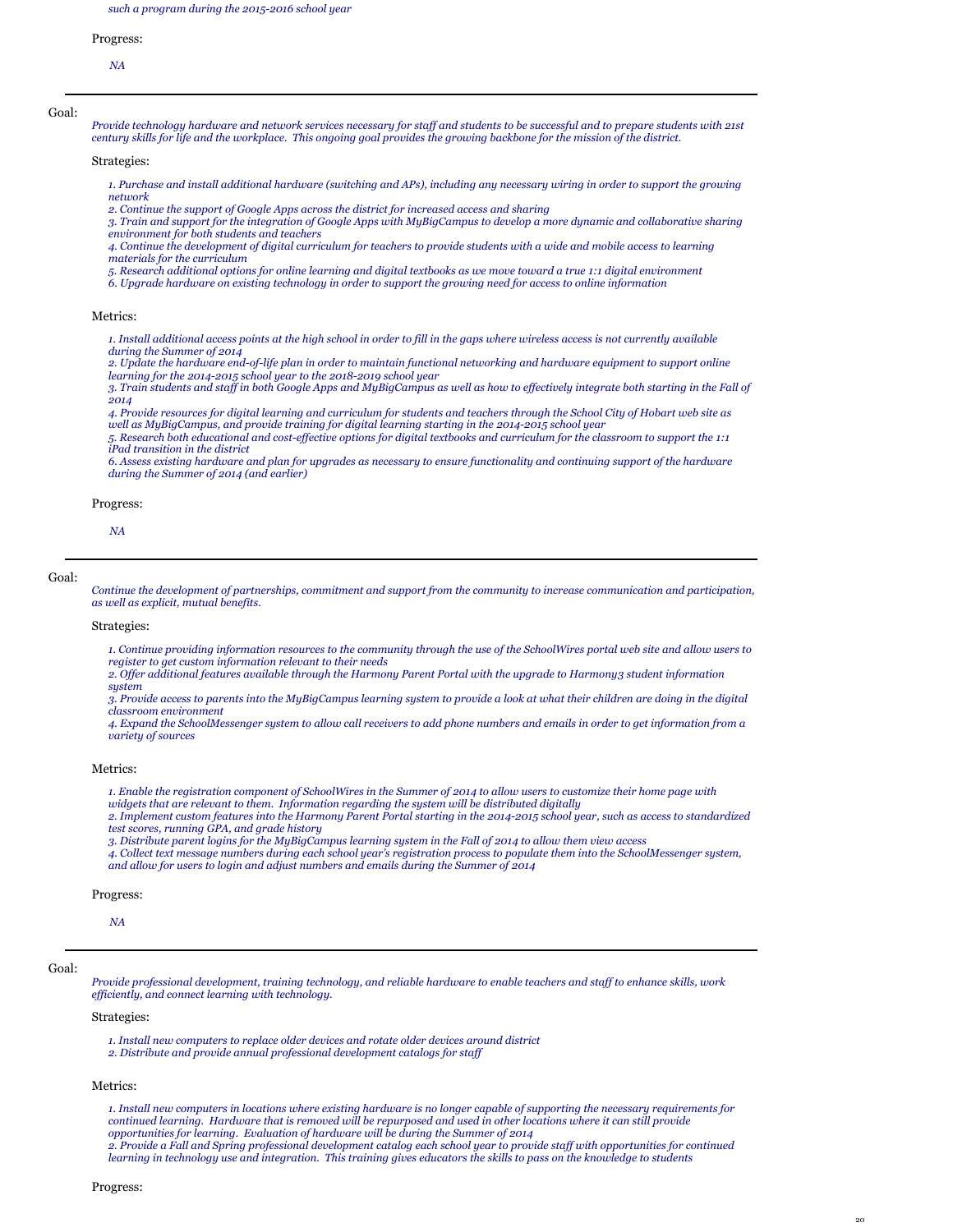*such a program during the 2015-2016 school year*

Progress:

*NA*

---

Goal:

*Provide technology hardware and network services necessary for staff and students to be successful and to prepare students with 21st century skills for life and the workplace. This ongoing goal provides the growing backbone for the mission of the district.*

Strategies:

*1. Purchase and install additional hardware (switching and APs), including any necessary wiring in order to support the growing network*
*2. Continue the support of Google Apps across the district for increased access and sharing*
*3. Train and support for the integration of Google Apps with MyBigCampus to develop a more dynamic and collaborative sharing environment for both students and teachers*
*4. Continue the development of digital curriculum for teachers to provide students with a wide and mobile access to learning materials for the curriculum*
*5. Research additional options for online learning and digital textbooks as we move toward a true 1:1 digital environment*
*6. Upgrade hardware on existing technology in order to support the growing need for access to online information*

Metrics:

*1. Install additional access points at the high school in order to fill in the gaps where wireless access is not currently available during the Summer of 2014*
*2. Update the hardware end-of-life plan in order to maintain functional networking and hardware equipment to support online learning for the 2014-2015 school year to the 2018-2019 school year*
*3. Train students and staff in both Google Apps and MyBigCampus as well as how to effectively integrate both starting in the Fall of 2014*
*4. Provide resources for digital learning and curriculum for students and teachers through the School City of Hobart web site as well as MyBigCampus, and provide training for digital learning starting in the 2014-2015 school year*
*5. Research both educational and cost-effective options for digital textbooks and curriculum for the classroom to support the 1:1 iPad transition in the district*
*6. Assess existing hardware and plan for upgrades as necessary to ensure functionality and continuing support of the hardware during the Summer of 2014 (and earlier)*

Progress:

*NA*

---

Goal:

*Continue the development of partnerships, commitment and support from the community to increase communication and participation, as well as explicit, mutual benefits.*

Strategies:

*1. Continue providing information resources to the community through the use of the SchoolWires portal web site and allow users to register to get custom information relevant to their needs*
*2. Offer additional features available through the Harmony Parent Portal with the upgrade to Harmony3 student information system*
*3. Provide access to parents into the MyBigCampus learning system to provide a look at what their children are doing in the digital classroom environment*
*4. Expand the SchoolMessenger system to allow call receivers to add phone numbers and emails in order to get information from a variety of sources*

Metrics:

*1. Enable the registration component of SchoolWires in the Summer of 2014 to allow users to customize their home page with widgets that are relevant to them. Information regarding the system will be distributed digitally*
*2. Implement custom features into the Harmony Parent Portal starting in the 2014-2015 school year, such as access to standardized test scores, running GPA, and grade history*
*3. Distribute parent logins for the MyBigCampus learning system in the Fall of 2014 to allow them view access*
*4. Collect text message numbers during each school year's registration process to populate them into the SchoolMessenger system, and allow for users to login and adjust numbers and emails during the Summer of 2014*

Progress:

*NA*

---

Goal:

*Provide professional development, training technology, and reliable hardware to enable teachers and staff to enhance skills, work efficiently, and connect learning with technology.*

Strategies:

*1. Install new computers to replace older devices and rotate older devices around district*
*2. Distribute and provide annual professional development catalogs for staff*

Metrics:

*1. Install new computers in locations where existing hardware is no longer capable of supporting the necessary requirements for continued learning. Hardware that is removed will be repurposed and used in other locations where it can still provide opportunities for learning. Evaluation of hardware will be during the Summer of 2014*
*2. Provide a Fall and Spring professional development catalog each school year to provide staff with opportunities for continued learning in technology use and integration. This training gives educators the skills to pass on the knowledge to students*

Progress: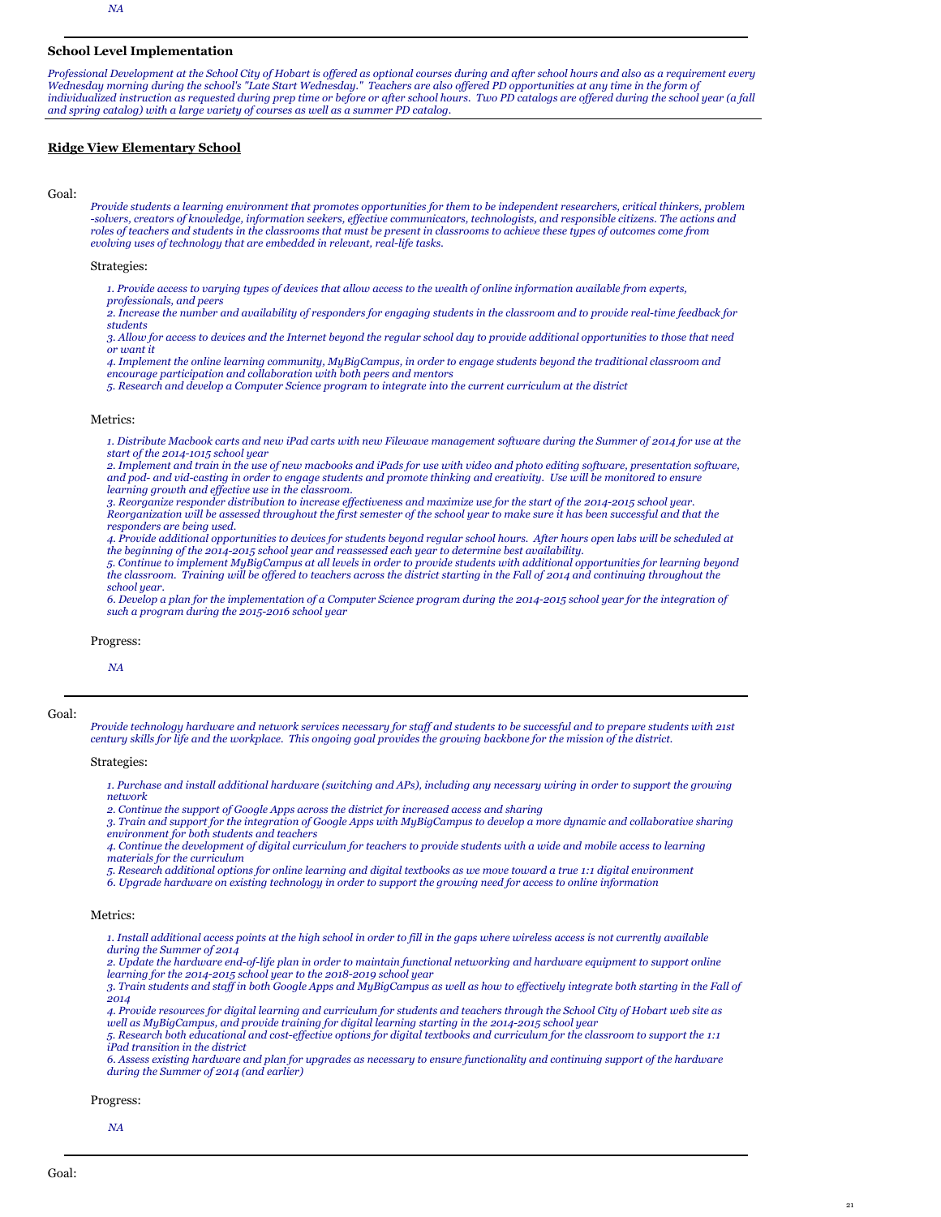*NA*

---

### School Level Implementation

*Professional Development at the School City of Hobart is offered as optional courses during and after school hours and also as a requirement every Wednesday morning during the school's "Late Start Wednesday." Teachers are also offered PD opportunities at any time in the form of individualized instruction as requested during prep time or before or after school hours. Two PD catalogs are offered during the school year (a fall and spring catalog) with a large variety of courses as well as a summer PD catalog.*

---

### Ridge View Elementary School

Goal:

*Provide students a learning environment that promotes opportunities for them to be independent researchers, critical thinkers, problem -solvers, creators of knowledge, information seekers, effective communicators, technologists, and responsible citizens. The actions and roles of teachers and students in the classrooms that must be present in classrooms to achieve these types of outcomes come from evolving uses of technology that are embedded in relevant, real-life tasks.*

Strategies:

*1. Provide access to varying types of devices that allow access to the wealth of online information available from experts, professionals, and peers*
*2. Increase the number and availability of responders for engaging students in the classroom and to provide real-time feedback for students*
*3. Allow for access to devices and the Internet beyond the regular school day to provide additional opportunities to those that need or want it*
*4. Implement the online learning community, MyBigCampus, in order to engage students beyond the traditional classroom and encourage participation and collaboration with both peers and mentors*
*5. Research and develop a Computer Science program to integrate into the current curriculum at the district*

Metrics:

*1. Distribute Macbook carts and new iPad carts with new Filewave management software during the Summer of 2014 for use at the start of the 2014-1015 school year*
*2. Implement and train in the use of new macbooks and iPads for use with video and photo editing software, presentation software, and pod- and vid-casting in order to engage students and promote thinking and creativity. Use will be monitored to ensure learning growth and effective use in the classroom.*
*3. Reorganize responder distribution to increase effectiveness and maximize use for the start of the 2014-2015 school year. Reorganization will be assessed throughout the first semester of the school year to make sure it has been successful and that the responders are being used.*
*4. Provide additional opportunities to devices for students beyond regular school hours. After hours open labs will be scheduled at the beginning of the 2014-2015 school year and reassessed each year to determine best availability.*
*5. Continue to implement MyBigCampus at all levels in order to provide students with additional opportunities for learning beyond the classroom. Training will be offered to teachers across the district starting in the Fall of 2014 and continuing throughout the school year.*
*6. Develop a plan for the implementation of a Computer Science program during the 2014-2015 school year for the integration of such a program during the 2015-2016 school year*

Progress:

*NA*

---

Goal:

*Provide technology hardware and network services necessary for staff and students to be successful and to prepare students with 21st century skills for life and the workplace. This ongoing goal provides the growing backbone for the mission of the district.*

Strategies:

*1. Purchase and install additional hardware (switching and APs), including any necessary wiring in order to support the growing network*
*2. Continue the support of Google Apps across the district for increased access and sharing*
*3. Train and support for the integration of Google Apps with MyBigCampus to develop a more dynamic and collaborative sharing environment for both students and teachers*
*4. Continue the development of digital curriculum for teachers to provide students with a wide and mobile access to learning materials for the curriculum*
*5. Research additional options for online learning and digital textbooks as we move toward a true 1:1 digital environment*
*6. Upgrade hardware on existing technology in order to support the growing need for access to online information*

Metrics:

*1. Install additional access points at the high school in order to fill in the gaps where wireless access is not currently available during the Summer of 2014*
*2. Update the hardware end-of-life plan in order to maintain functional networking and hardware equipment to support online learning for the 2014-2015 school year to the 2018-2019 school year*
*3. Train students and staff in both Google Apps and MyBigCampus as well as how to effectively integrate both starting in the Fall of 2014*
*4. Provide resources for digital learning and curriculum for students and teachers through the School City of Hobart web site as well as MyBigCampus, and provide training for digital learning starting in the 2014-2015 school year*
*5. Research both educational and cost-effective options for digital textbooks and curriculum for the classroom to support the 1:1 iPad transition in the district*
*6. Assess existing hardware and plan for upgrades as necessary to ensure functionality and continuing support of the hardware during the Summer of 2014 (and earlier)*

Progress:

*NA*

---

Goal: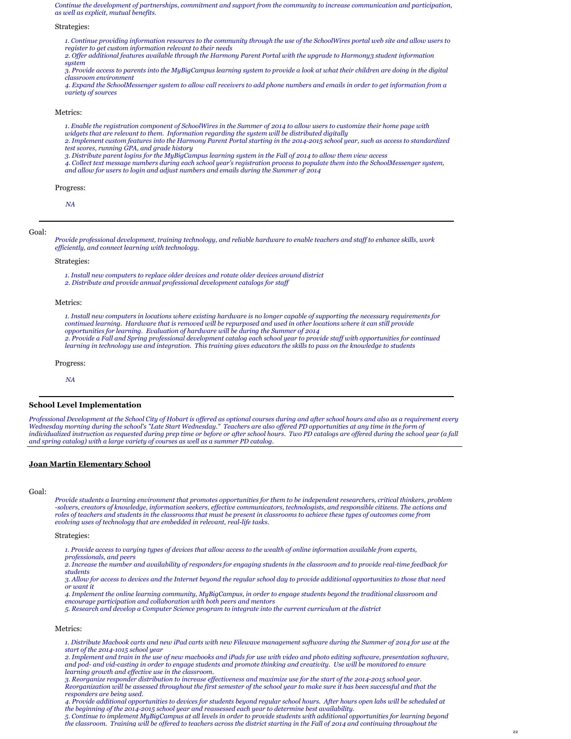*Continue the development of partnerships, commitment and support from the community to increase communication and participation, as well as explicit, mutual benefits.*

Strategies:

*1. Continue providing information resources to the community through the use of the SchoolWires portal web site and allow users to register to get custom information relevant to their needs*
*2. Offer additional features available through the Harmony Parent Portal with the upgrade to Harmony3 student information system*
*3. Provide access to parents into the MyBigCampus learning system to provide a look at what their children are doing in the digital classroom environment*
*4. Expand the SchoolMessenger system to allow call receivers to add phone numbers and emails in order to get information from a variety of sources*

Metrics:

*1. Enable the registration component of SchoolWires in the Summer of 2014 to allow users to customize their home page with widgets that are relevant to them. Information regarding the system will be distributed digitally*
*2. Implement custom features into the Harmony Parent Portal starting in the 2014-2015 school year, such as access to standardized test scores, running GPA, and grade history*
*3. Distribute parent logins for the MyBigCampus learning system in the Fall of 2014 to allow them view access*
*4. Collect text message numbers during each school year's registration process to populate them into the SchoolMessenger system, and allow for users to login and adjust numbers and emails during the Summer of 2014*

Progress:

*NA*

---

Goal:

*Provide professional development, training technology, and reliable hardware to enable teachers and staff to enhance skills, work efficiently, and connect learning with technology.*

Strategies:

*1. Install new computers to replace older devices and rotate older devices around district*
*2. Distribute and provide annual professional development catalogs for staff*

Metrics:

*1. Install new computers in locations where existing hardware is no longer capable of supporting the necessary requirements for continued learning. Hardware that is removed will be repurposed and used in other locations where it can still provide opportunities for learning. Evaluation of hardware will be during the Summer of 2014*
*2. Provide a Fall and Spring professional development catalog each school year to provide staff with opportunities for continued learning in technology use and integration. This training gives educators the skills to pass on the knowledge to students*

Progress:

*NA*

---

**School Level Implementation**

*Professional Development at the School City of Hobart is offered as optional courses during and after school hours and also as a requirement every Wednesday morning during the school's "Late Start Wednesday." Teachers are also offered PD opportunities at any time in the form of individualized instruction as requested during prep time or before or after school hours. Two PD catalogs are offered during the school year (a fall and spring catalog) with a large variety of courses as well as a summer PD catalog.*

---

**Joan Martin Elementary School**

Goal:

*Provide students a learning environment that promotes opportunities for them to be independent researchers, critical thinkers, problem -solvers, creators of knowledge, information seekers, effective communicators, technologists, and responsible citizens. The actions and roles of teachers and students in the classrooms that must be present in classrooms to achieve these types of outcomes come from evolving uses of technology that are embedded in relevant, real-life tasks.*

Strategies:

*1. Provide access to varying types of devices that allow access to the wealth of online information available from experts, professionals, and peers*
*2. Increase the number and availability of responders for engaging students in the classroom and to provide real-time feedback for students*
*3. Allow for access to devices and the Internet beyond the regular school day to provide additional opportunities to those that need or want it*
*4. Implement the online learning community, MyBigCampus, in order to engage students beyond the traditional classroom and encourage participation and collaboration with both peers and mentors*
*5. Research and develop a Computer Science program to integrate into the current curriculum at the district*

Metrics:

*1. Distribute Macbook carts and new iPad carts with new Filewave management software during the Summer of 2014 for use at the start of the 2014-1015 school year*
*2. Implement and train in the use of new macbooks and iPads for use with video and photo editing software, presentation software, and pod- and vid-casting in order to engage students and promote thinking and creativity. Use will be monitored to ensure learning growth and effective use in the classroom.*
*3. Reorganize responder distribution to increase effectiveness and maximize use for the start of the 2014-2015 school year. Reorganization will be assessed throughout the first semester of the school year to make sure it has been successful and that the responders are being used.*
*4. Provide additional opportunities to devices for students beyond regular school hours. After hours open labs will be scheduled at the beginning of the 2014-2015 school year and reassessed each year to determine best availability.*
*5. Continue to implement MyBigCampus at all levels in order to provide students with additional opportunities for learning beyond the classroom. Training will be offered to teachers across the district starting in the Fall of 2014 and continuing throughout the*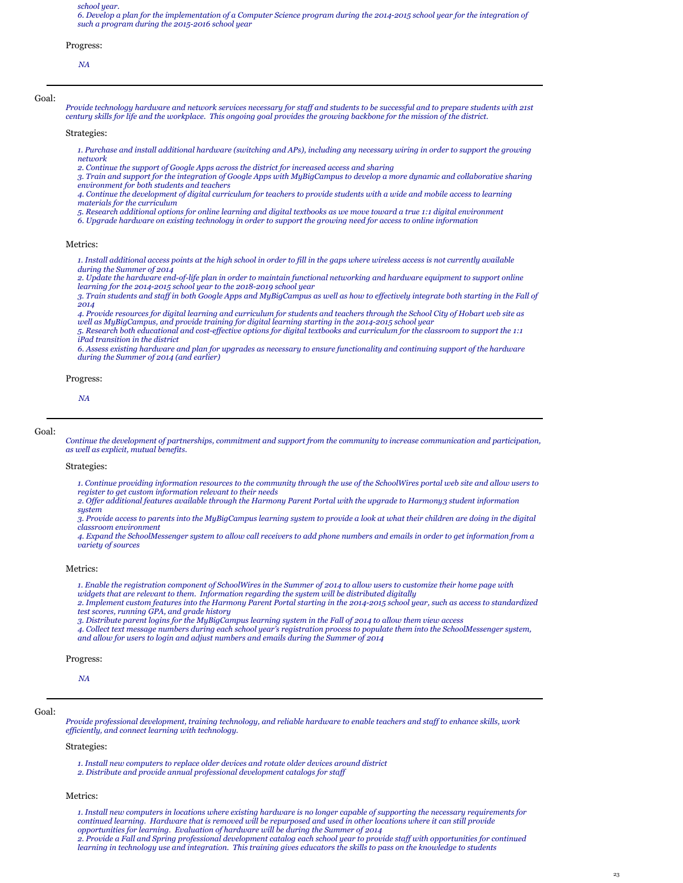*school year.*
*6. Develop a plan for the implementation of a Computer Science program during the 2014-2015 school year for the integration of such a program during the 2015-2016 school year*

Progress:

*NA*

---

Goal:

*Provide technology hardware and network services necessary for staff and students to be successful and to prepare students with 21st century skills for life and the workplace. This ongoing goal provides the growing backbone for the mission of the district.*

Strategies:

*1. Purchase and install additional hardware (switching and APs), including any necessary wiring in order to support the growing network*
*2. Continue the support of Google Apps across the district for increased access and sharing*
*3. Train and support for the integration of Google Apps with MyBigCampus to develop a more dynamic and collaborative sharing environment for both students and teachers*
*4. Continue the development of digital curriculum for teachers to provide students with a wide and mobile access to learning materials for the curriculum*
*5. Research additional options for online learning and digital textbooks as we move toward a true 1:1 digital environment*
*6. Upgrade hardware on existing technology in order to support the growing need for access to online information*

Metrics:

*1. Install additional access points at the high school in order to fill in the gaps where wireless access is not currently available during the Summer of 2014*
*2. Update the hardware end-of-life plan in order to maintain functional networking and hardware equipment to support online learning for the 2014-2015 school year to the 2018-2019 school year*
*3. Train students and staff in both Google Apps and MyBigCampus as well as how to effectively integrate both starting in the Fall of 2014*
*4. Provide resources for digital learning and curriculum for students and teachers through the School City of Hobart web site as well as MyBigCampus, and provide training for digital learning starting in the 2014-2015 school year*
*5. Research both educational and cost-effective options for digital textbooks and curriculum for the classroom to support the 1:1 iPad transition in the district*
*6. Assess existing hardware and plan for upgrades as necessary to ensure functionality and continuing support of the hardware during the Summer of 2014 (and earlier)*

Progress:

*NA*

---

Goal:

*Continue the development of partnerships, commitment and support from the community to increase communication and participation, as well as explicit, mutual benefits.*

Strategies:

*1. Continue providing information resources to the community through the use of the SchoolWires portal web site and allow users to register to get custom information relevant to their needs*
*2. Offer additional features available through the Harmony Parent Portal with the upgrade to Harmony3 student information system*
*3. Provide access to parents into the MyBigCampus learning system to provide a look at what their children are doing in the digital classroom environment*
*4. Expand the SchoolMessenger system to allow call receivers to add phone numbers and emails in order to get information from a variety of sources*

Metrics:

*1. Enable the registration component of SchoolWires in the Summer of 2014 to allow users to customize their home page with widgets that are relevant to them. Information regarding the system will be distributed digitally*
*2. Implement custom features into the Harmony Parent Portal starting in the 2014-2015 school year, such as access to standardized test scores, running GPA, and grade history*
*3. Distribute parent logins for the MyBigCampus learning system in the Fall of 2014 to allow them view access*
*4. Collect text message numbers during each school year's registration process to populate them into the SchoolMessenger system, and allow for users to login and adjust numbers and emails during the Summer of 2014*

Progress:

*NA*

---

Goal:

*Provide professional development, training technology, and reliable hardware to enable teachers and staff to enhance skills, work efficiently, and connect learning with technology.*

Strategies:

*1. Install new computers to replace older devices and rotate older devices around district*
*2. Distribute and provide annual professional development catalogs for staff*

Metrics:

*1. Install new computers in locations where existing hardware is no longer capable of supporting the necessary requirements for continued learning. Hardware that is removed will be repurposed and used in other locations where it can still provide opportunities for learning. Evaluation of hardware will be during the Summer of 2014*
*2. Provide a Fall and Spring professional development catalog each school year to provide staff with opportunities for continued learning in technology use and integration. This training gives educators the skills to pass on the knowledge to students*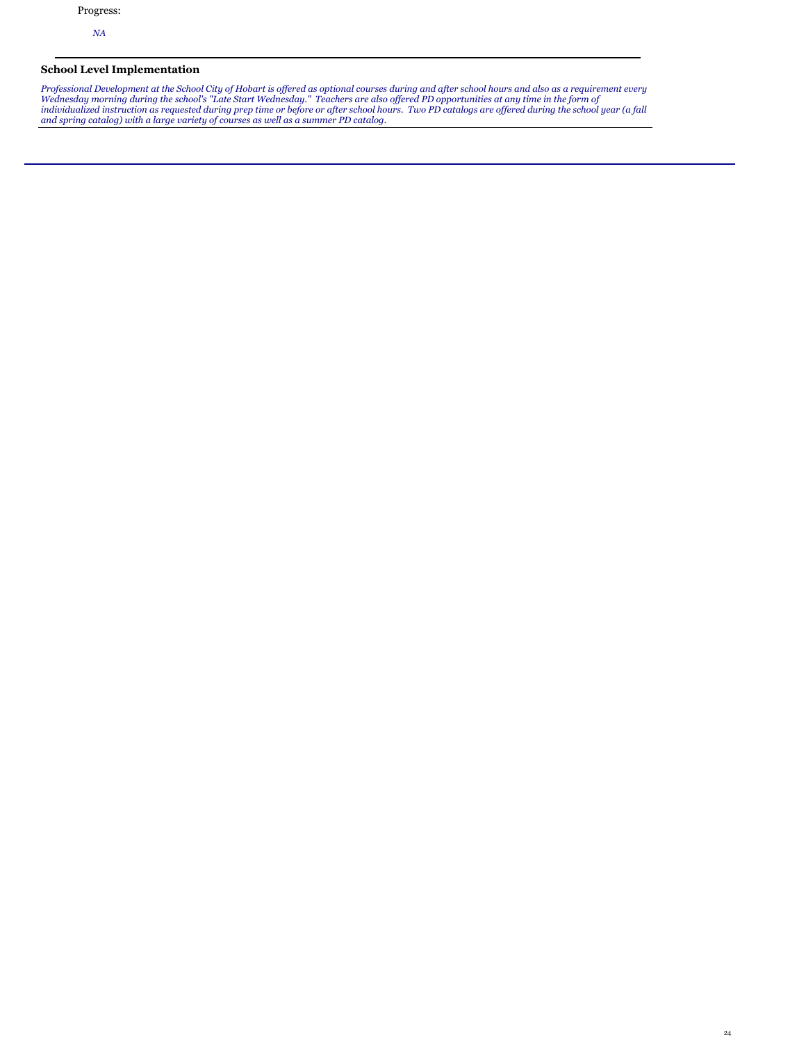Progress:

*NA*

---

### School Level Implementation

*Professional Development at the School City of Hobart is offered as optional courses during and after school hours and also as a requirement every Wednesday morning during the school's "Late Start Wednesday." Teachers are also offered PD opportunities at any time in the form of individualized instruction as requested during prep time or before or after school hours. Two PD catalogs are offered during the school year (a fall and spring catalog) with a large variety of courses as well as a summer PD catalog.*